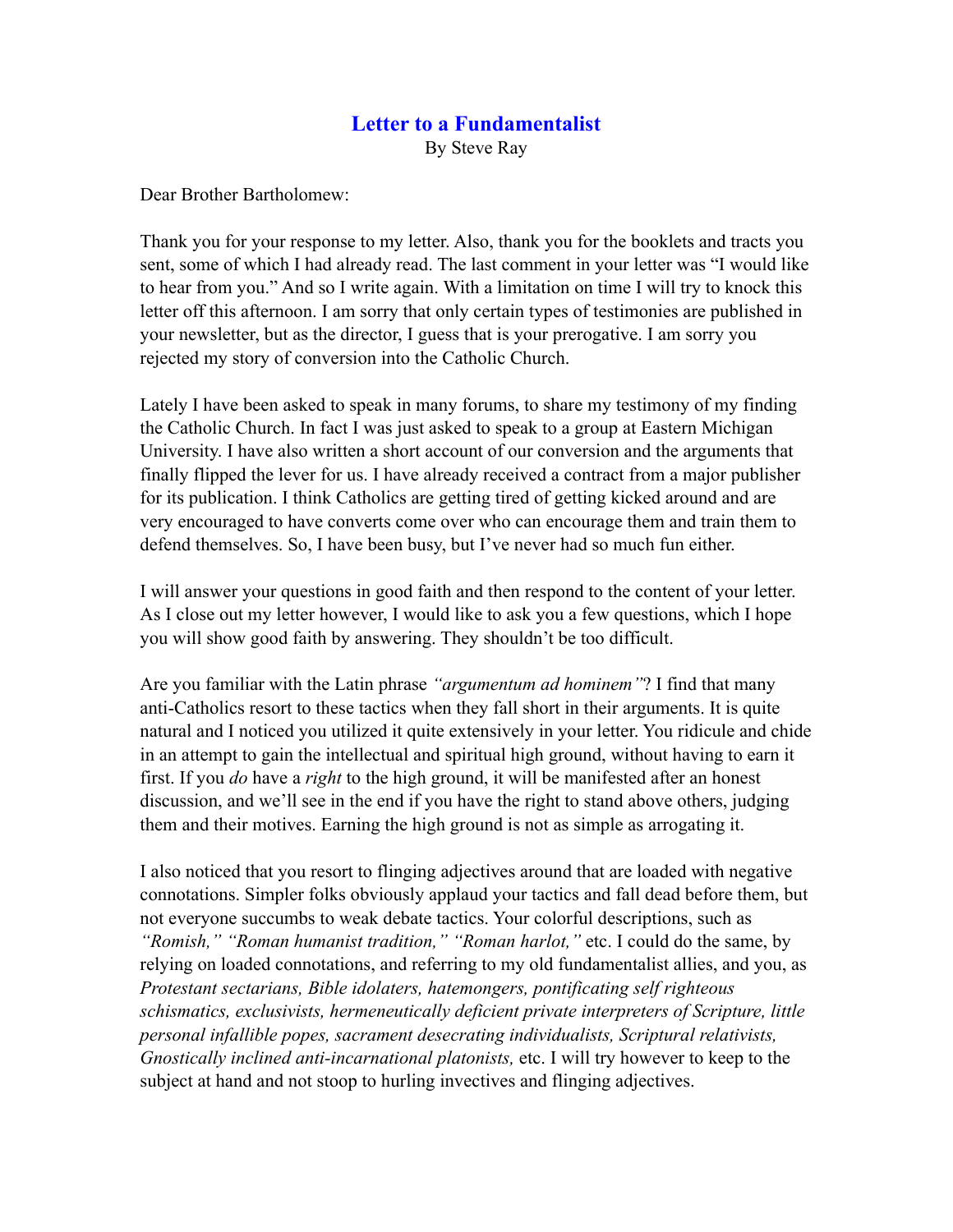# Letter to a Fundamentalist

By Steve Ray

Dear Brother Bartholomew:

Thank you for your response to my letter. Also, thank you for the booklets and tracts you sent, some of which I had already read. The last comment in your letter was "I would like to hear from you." And so I write again. With a limitation on time I will try to knock this letter off this afternoon. I am sorry that only certain types of testimonies are published in your newsletter, but as the director, I guess that is your prerogative. I am sorry you rejected my story of conversion into the Catholic Church.

Lately I have been asked to speak in many forums, to share my testimony of my finding the Catholic Church. In fact I was just asked to speak to a group at Eastern Michigan University. I have also written a short account of our conversion and the arguments that finally flipped the lever for us. I have already received a contract from a major publisher for its publication. I think Catholics are getting tired of getting kicked around and are very encouraged to have converts come over who can encourage them and train them to defend themselves. So, I have been busy, but I've never had so much fun either.

I will answer your questions in good faith and then respond to the content of your letter. As I close out my letter however, I would like to ask you a few questions, which I hope you will show good faith by answering. They shouldn't be too difficult.

Are you familiar with the Latin phrase *"argumentum ad hominem"*? I find that many anti-Catholics resort to these tactics when they fall short in their arguments. It is quite natural and I noticed you utilized it quite extensively in your letter. You ridicule and chide in an attempt to gain the intellectual and spiritual high ground, without having to earn it first. If you *do* have a *right* to the high ground, it will be manifested after an honest discussion, and we'll see in the end if you have the right to stand above others, judging them and their motives. Earning the high ground is not as simple as arrogating it.

I also noticed that you resort to flinging adjectives around that are loaded with negative connotations. Simpler folks obviously applaud your tactics and fall dead before them, but not everyone succumbs to weak debate tactics. Your colorful descriptions, such as *"Romish," "Roman humanist tradition," "Roman harlot,"* etc. I could do the same, by relying on loaded connotations, and referring to my old fundamentalist allies, and you, as *Protestant sectarians, Bible idolaters, hatemongers, pontificating self righteous schismatics, exclusivists, hermeneutically deficient private interpreters of Scripture, little personal infallible popes, sacrament desecrating individualists, Scriptural relativists, Gnostically inclined anti-incarnational platonists,* etc. I will try however to keep to the subject at hand and not stoop to hurling invectives and flinging adjectives.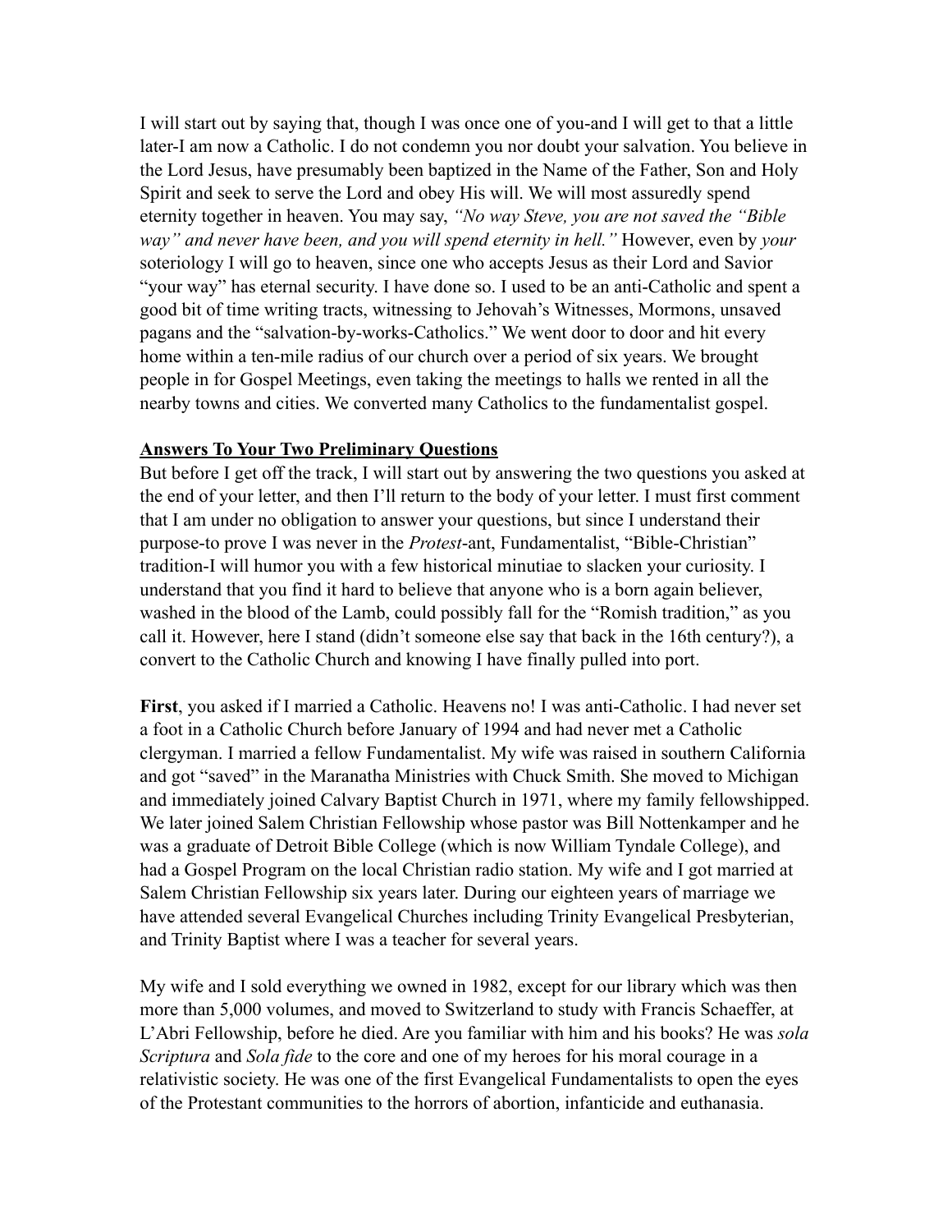I will start out by saying that, though I was once one of you-and I will get to that a little later-I am now a Catholic. I do not condemn you nor doubt your salvation. You believe in the Lord Jesus, have presumably been baptized in the Name of the Father, Son and Holy Spirit and seek to serve the Lord and obey His will. We will most assuredly spend eternity together in heaven. You may say, *"No way Steve, you are not saved the "Bible way" and never have been, and you will spend eternity in hell."* However, even by *your* soteriology I will go to heaven, since one who accepts Jesus as their Lord and Savior "your way" has eternal security. I have done so. I used to be an anti-Catholic and spent a good bit of time writing tracts, witnessing to Jehovah's Witnesses, Mormons, unsaved pagans and the "salvation-by-works-Catholics." We went door to door and hit every home within a ten-mile radius of our church over a period of six years. We brought people in for Gospel Meetings, even taking the meetings to halls we rented in all the nearby towns and cities. We converted many Catholics to the fundamentalist gospel.

**Answers To Your Two Preliminary Questions**

But before I get off the track, I will start out by answering the two questions you asked at the end of your letter, and then I'll return to the body of your letter. I must first comment that I am under no obligation to answer your questions, but since I understand their purpose-to prove I was never in the *Protest*-ant, Fundamentalist, "Bible-Christian" tradition-I will humor you with a few historical minutiae to slacken your curiosity. I understand that you find it hard to believe that anyone who is a born again believer, washed in the blood of the Lamb, could possibly fall for the "Romish tradition," as you call it. However, here I stand (didn't someone else say that back in the 16th century?), a convert to the Catholic Church and knowing I have finally pulled into port.

**First**, you asked if I married a Catholic. Heavens no! I was anti-Catholic. I had never set a foot in a Catholic Church before January of 1994 and had never met a Catholic clergyman. I married a fellow Fundamentalist. My wife was raised in southern California and got "saved" in the Maranatha Ministries with Chuck Smith. She moved to Michigan and immediately joined Calvary Baptist Church in 1971, where my family fellowshipped. We later joined Salem Christian Fellowship whose pastor was Bill Nottenkamper and he was a graduate of Detroit Bible College (which is now William Tyndale College), and had a Gospel Program on the local Christian radio station. My wife and I got married at Salem Christian Fellowship six years later. During our eighteen years of marriage we have attended several Evangelical Churches including Trinity Evangelical Presbyterian, and Trinity Baptist where I was a teacher for several years.

My wife and I sold everything we owned in 1982, except for our library which was then more than 5,000 volumes, and moved to Switzerland to study with Francis Schaeffer, at L'Abri Fellowship, before he died. Are you familiar with him and his books? He was *sola Scriptura* and *Sola fide* to the core and one of my heroes for his moral courage in a relativistic society. He was one of the first Evangelical Fundamentalists to open the eyes of the Protestant communities to the horrors of abortion, infanticide and euthanasia.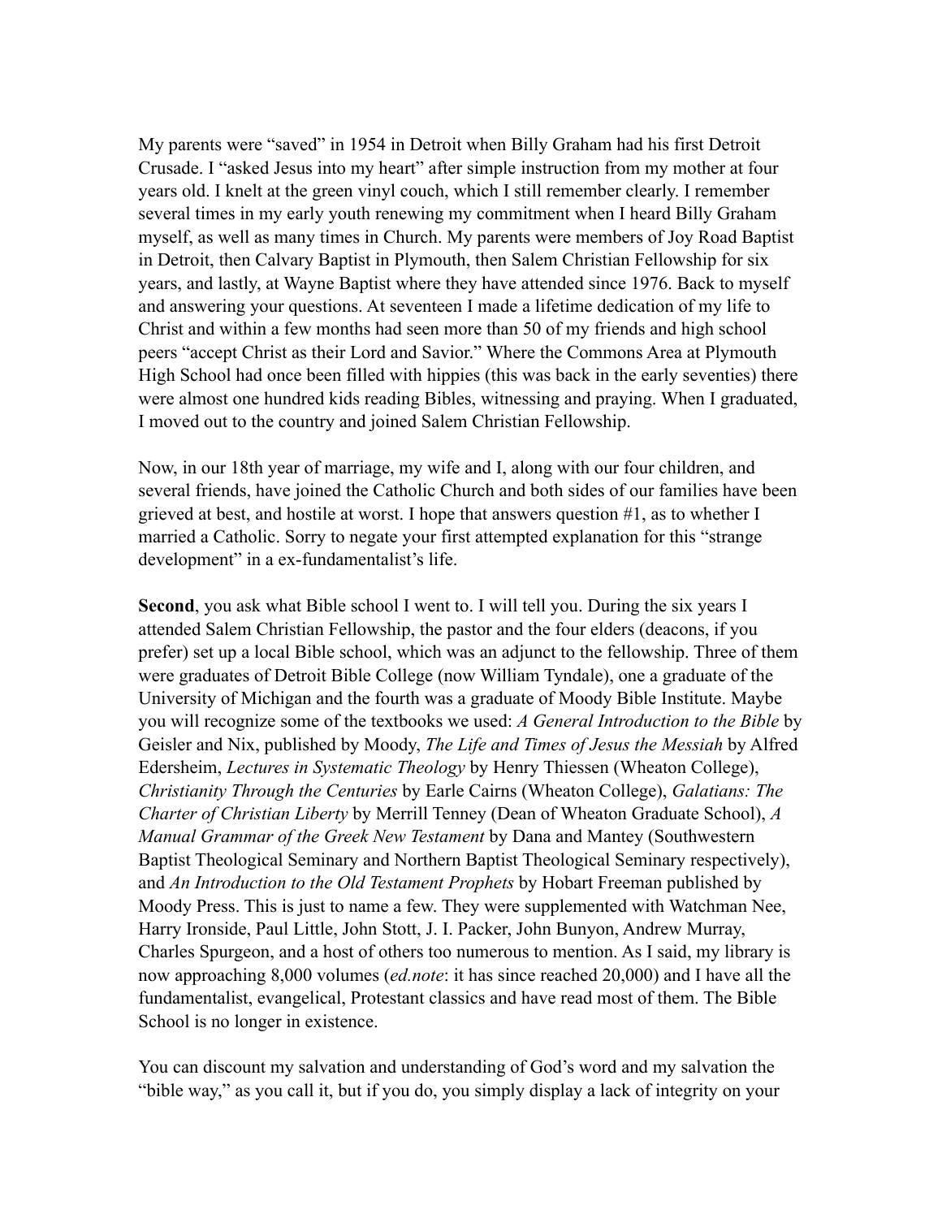My parents were "saved" in 1954 in Detroit when Billy Graham had his first Detroit Crusade. I "asked Jesus into my heart" after simple instruction from my mother at four years old. I knelt at the green vinyl couch, which I still remember clearly. I remember several times in my early youth renewing my commitment when I heard Billy Graham myself, as well as many times in Church. My parents were members of Joy Road Baptist in Detroit, then Calvary Baptist in Plymouth, then Salem Christian Fellowship for six years, and lastly, at Wayne Baptist where they have attended since 1976. Back to myself and answering your questions. At seventeen I made a lifetime dedication of my life to Christ and within a few months had seen more than 50 of my friends and high school peers "accept Christ as their Lord and Savior." Where the Commons Area at Plymouth High School had once been filled with hippies (this was back in the early seventies) there were almost one hundred kids reading Bibles, witnessing and praying. When I graduated, I moved out to the country and joined Salem Christian Fellowship.

Now, in our 18th year of marriage, my wife and I, along with our four children, and several friends, have joined the Catholic Church and both sides of our families have been grieved at best, and hostile at worst. I hope that answers question #1, as to whether I married a Catholic. Sorry to negate your first attempted explanation for this "strange development" in a ex-fundamentalist's life.

**Second**, you ask what Bible school I went to. I will tell you. During the six years I attended Salem Christian Fellowship, the pastor and the four elders (deacons, if you prefer) set up a local Bible school, which was an adjunct to the fellowship. Three of them were graduates of Detroit Bible College (now William Tyndale), one a graduate of the University of Michigan and the fourth was a graduate of Moody Bible Institute. Maybe you will recognize some of the textbooks we used: *A General Introduction to the Bible* by Geisler and Nix, published by Moody, *The Life and Times of Jesus the Messiah* by Alfred Edersheim, *Lectures in Systematic Theology* by Henry Thiessen (Wheaton College), *Christianity Through the Centuries* by Earle Cairns (Wheaton College), *Galatians: The Charter of Christian Liberty* by Merrill Tenney (Dean of Wheaton Graduate School), *A Manual Grammar of the Greek New Testament* by Dana and Mantey (Southwestern Baptist Theological Seminary and Northern Baptist Theological Seminary respectively), and *An Introduction to the Old Testament Prophets* by Hobart Freeman published by Moody Press. This is just to name a few. They were supplemented with Watchman Nee, Harry Ironside, Paul Little, John Stott, J. I. Packer, John Bunyon, Andrew Murray, Charles Spurgeon, and a host of others too numerous to mention. As I said, my library is now approaching 8,000 volumes (*ed.note*: it has since reached 20,000) and I have all the fundamentalist, evangelical, Protestant classics and have read most of them. The Bible School is no longer in existence.

You can discount my salvation and understanding of God's word and my salvation the "bible way," as you call it, but if you do, you simply display a lack of integrity on your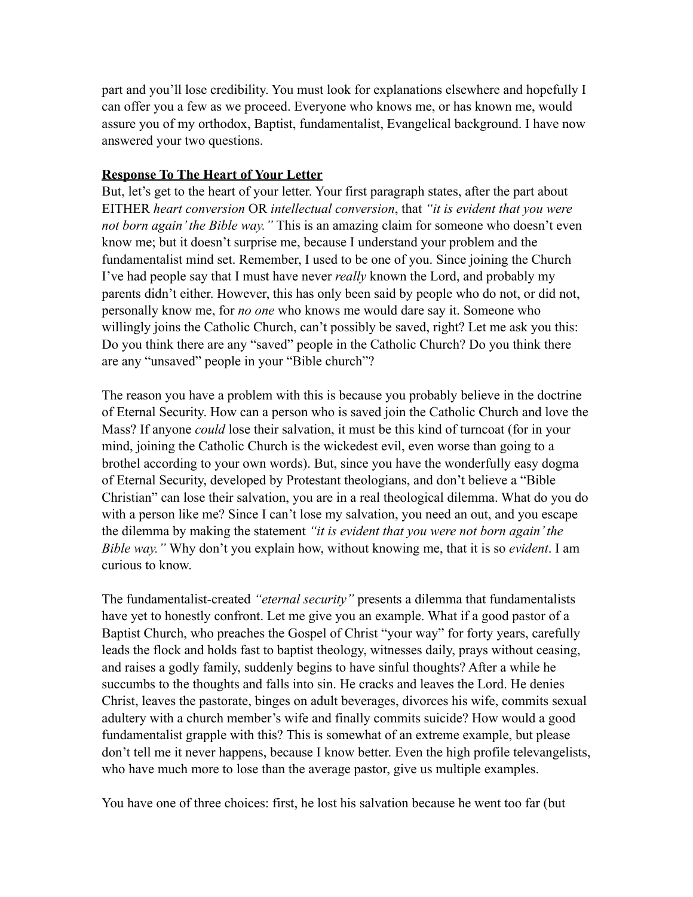part and you'll lose credibility. You must look for explanations elsewhere and hopefully I can offer you a few as we proceed. Everyone who knows me, or has known me, would assure you of my orthodox, Baptist, fundamentalist, Evangelical background. I have now answered your two questions.

**Response To The Heart of Your Letter**

But, let's get to the heart of your letter. Your first paragraph states, after the part about EITHER *heart conversion* OR *intellectual conversion*, that *"it is evident that you were not born again' the Bible way."* This is an amazing claim for someone who doesn't even know me; but it doesn't surprise me, because I understand your problem and the fundamentalist mind set. Remember, I used to be one of you. Since joining the Church I've had people say that I must have never *really* known the Lord, and probably my parents didn't either. However, this has only been said by people who do not, or did not, personally know me, for *no one* who knows me would dare say it. Someone who willingly joins the Catholic Church, can't possibly be saved, right? Let me ask you this: Do you think there are any "saved" people in the Catholic Church? Do you think there are any "unsaved" people in your "Bible church"?

The reason you have a problem with this is because you probably believe in the doctrine of Eternal Security. How can a person who is saved join the Catholic Church and love the Mass? If anyone *could* lose their salvation, it must be this kind of turncoat (for in your mind, joining the Catholic Church is the wickedest evil, even worse than going to a brothel according to your own words). But, since you have the wonderfully easy dogma of Eternal Security, developed by Protestant theologians, and don't believe a "Bible Christian" can lose their salvation, you are in a real theological dilemma. What do you do with a person like me? Since I can't lose my salvation, you need an out, and you escape the dilemma by making the statement *"it is evident that you were not born again' the Bible way."* Why don't you explain how, without knowing me, that it is so *evident*. I am curious to know.

The fundamentalist-created *"eternal security"* presents a dilemma that fundamentalists have yet to honestly confront. Let me give you an example. What if a good pastor of a Baptist Church, who preaches the Gospel of Christ "your way" for forty years, carefully leads the flock and holds fast to baptist theology, witnesses daily, prays without ceasing, and raises a godly family, suddenly begins to have sinful thoughts? After a while he succumbs to the thoughts and falls into sin. He cracks and leaves the Lord. He denies Christ, leaves the pastorate, binges on adult beverages, divorces his wife, commits sexual adultery with a church member's wife and finally commits suicide? How would a good fundamentalist grapple with this? This is somewhat of an extreme example, but please don't tell me it never happens, because I know better. Even the high profile televangelists, who have much more to lose than the average pastor, give us multiple examples.

You have one of three choices: first, he lost his salvation because he went too far (but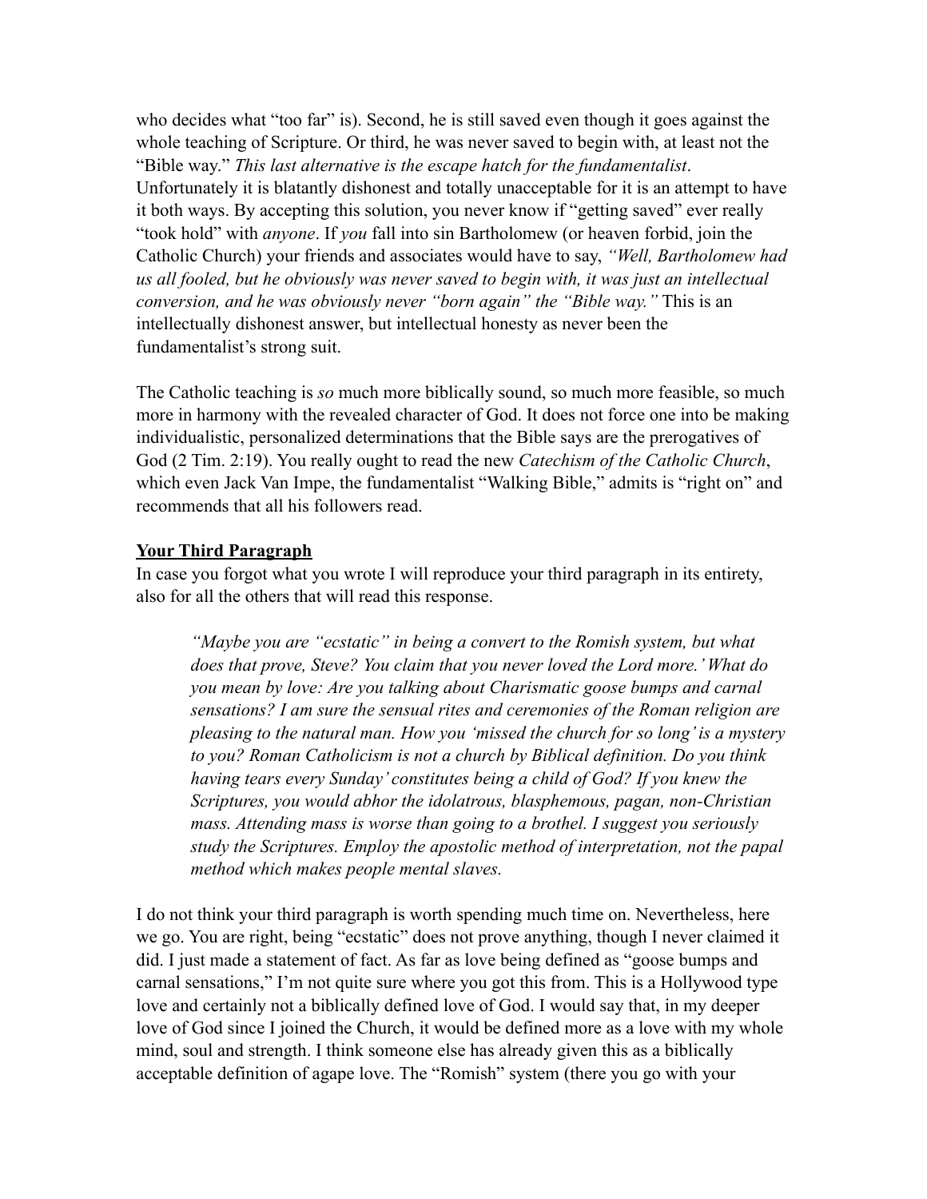who decides what "too far" is). Second, he is still saved even though it goes against the whole teaching of Scripture. Or third, he was never saved to begin with, at least not the "Bible way." *This last alternative is the escape hatch for the fundamentalist*. Unfortunately it is blatantly dishonest and totally unacceptable for it is an attempt to have it both ways. By accepting this solution, you never know if "getting saved" ever really "took hold" with *anyone*. If *you* fall into sin Bartholomew (or heaven forbid, join the Catholic Church) your friends and associates would have to say, *"Well, Bartholomew had us all fooled, but he obviously was never saved to begin with, it was just an intellectual conversion, and he was obviously never "born again" the "Bible way."* This is an intellectually dishonest answer, but intellectual honesty as never been the fundamentalist's strong suit.

The Catholic teaching is *so* much more biblically sound, so much more feasible, so much more in harmony with the revealed character of God. It does not force one into be making individualistic, personalized determinations that the Bible says are the prerogatives of God (2 Tim. 2:19). You really ought to read the new *Catechism of the Catholic Church*, which even Jack Van Impe, the fundamentalist "Walking Bible," admits is "right on" and recommends that all his followers read.

**Your Third Paragraph**

In case you forgot what you wrote I will reproduce your third paragraph in its entirety, also for all the others that will read this response.

> *"Maybe you are "ecstatic" in being a convert to the Romish system, but what does that prove, Steve? You claim that you never loved the Lord more.' What do you mean by love: Are you talking about Charismatic goose bumps and carnal sensations? I am sure the sensual rites and ceremonies of the Roman religion are pleasing to the natural man. How you 'missed the church for so long' is a mystery to you? Roman Catholicism is not a church by Biblical definition. Do you think having tears every Sunday' constitutes being a child of God? If you knew the Scriptures, you would abhor the idolatrous, blasphemous, pagan, non-Christian mass. Attending mass is worse than going to a brothel. I suggest you seriously study the Scriptures. Employ the apostolic method of interpretation, not the papal method which makes people mental slaves.*

I do not think your third paragraph is worth spending much time on. Nevertheless, here we go. You are right, being "ecstatic" does not prove anything, though I never claimed it did. I just made a statement of fact. As far as love being defined as "goose bumps and carnal sensations," I'm not quite sure where you got this from. This is a Hollywood type love and certainly not a biblically defined love of God. I would say that, in my deeper love of God since I joined the Church, it would be defined more as a love with my whole mind, soul and strength. I think someone else has already given this as a biblically acceptable definition of agape love. The "Romish" system (there you go with your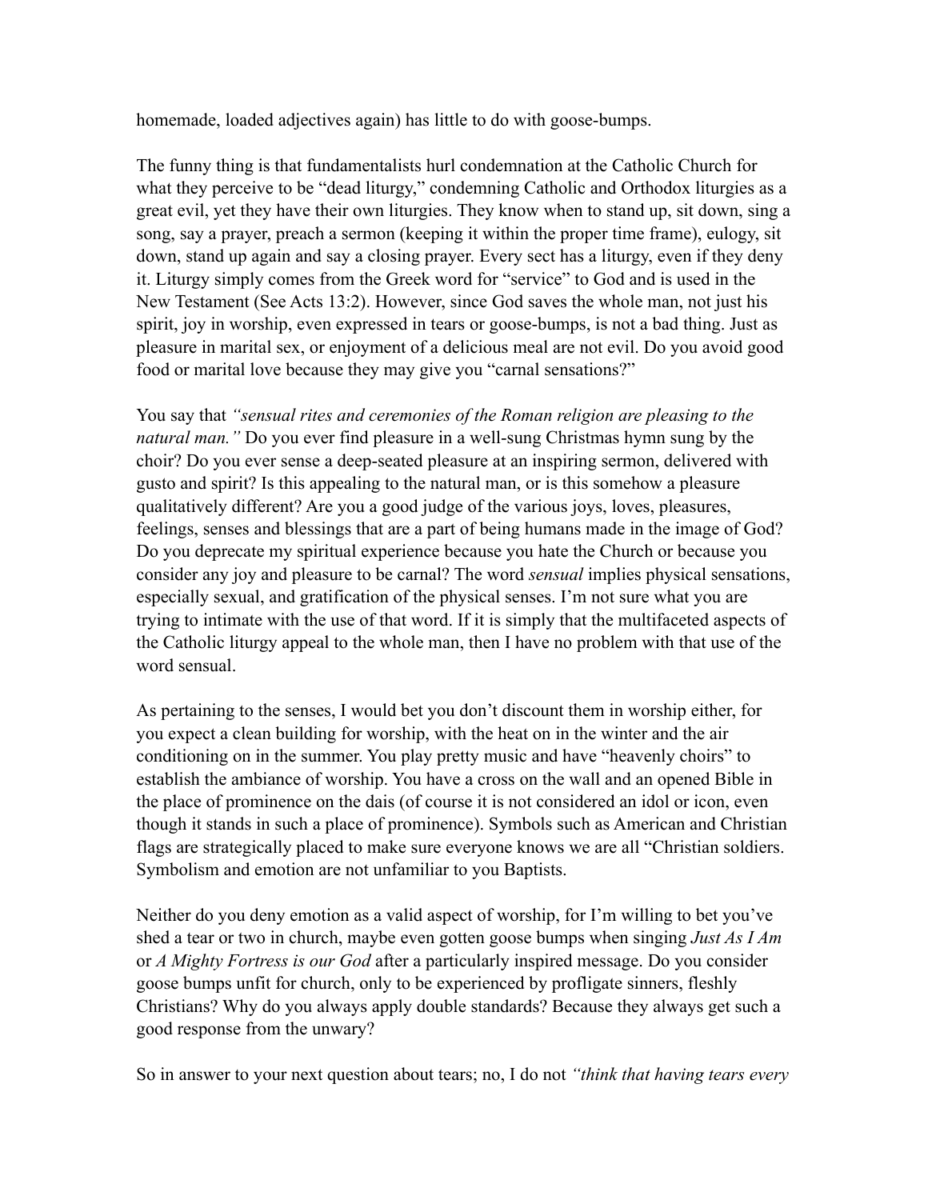homemade, loaded adjectives again) has little to do with goose-bumps.

The funny thing is that fundamentalists hurl condemnation at the Catholic Church for what they perceive to be "dead liturgy," condemning Catholic and Orthodox liturgies as a great evil, yet they have their own liturgies. They know when to stand up, sit down, sing a song, say a prayer, preach a sermon (keeping it within the proper time frame), eulogy, sit down, stand up again and say a closing prayer. Every sect has a liturgy, even if they deny it. Liturgy simply comes from the Greek word for "service" to God and is used in the New Testament (See Acts 13:2). However, since God saves the whole man, not just his spirit, joy in worship, even expressed in tears or goose-bumps, is not a bad thing. Just as pleasure in marital sex, or enjoyment of a delicious meal are not evil. Do you avoid good food or marital love because they may give you "carnal sensations?"

You say that *"sensual rites and ceremonies of the Roman religion are pleasing to the natural man."* Do you ever find pleasure in a well-sung Christmas hymn sung by the choir? Do you ever sense a deep-seated pleasure at an inspiring sermon, delivered with gusto and spirit? Is this appealing to the natural man, or is this somehow a pleasure qualitatively different? Are you a good judge of the various joys, loves, pleasures, feelings, senses and blessings that are a part of being humans made in the image of God? Do you deprecate my spiritual experience because you hate the Church or because you consider any joy and pleasure to be carnal? The word *sensual* implies physical sensations, especially sexual, and gratification of the physical senses. I'm not sure what you are trying to intimate with the use of that word. If it is simply that the multifaceted aspects of the Catholic liturgy appeal to the whole man, then I have no problem with that use of the word sensual.

As pertaining to the senses, I would bet you don't discount them in worship either, for you expect a clean building for worship, with the heat on in the winter and the air conditioning on in the summer. You play pretty music and have "heavenly choirs" to establish the ambiance of worship. You have a cross on the wall and an opened Bible in the place of prominence on the dais (of course it is not considered an idol or icon, even though it stands in such a place of prominence). Symbols such as American and Christian flags are strategically placed to make sure everyone knows we are all "Christian soldiers. Symbolism and emotion are not unfamiliar to you Baptists.

Neither do you deny emotion as a valid aspect of worship, for I'm willing to bet you've shed a tear or two in church, maybe even gotten goose bumps when singing *Just As I Am* or *A Mighty Fortress is our God* after a particularly inspired message. Do you consider goose bumps unfit for church, only to be experienced by profligate sinners, fleshly Christians? Why do you always apply double standards? Because they always get such a good response from the unwary?

So in answer to your next question about tears; no, I do not *"think that having tears every*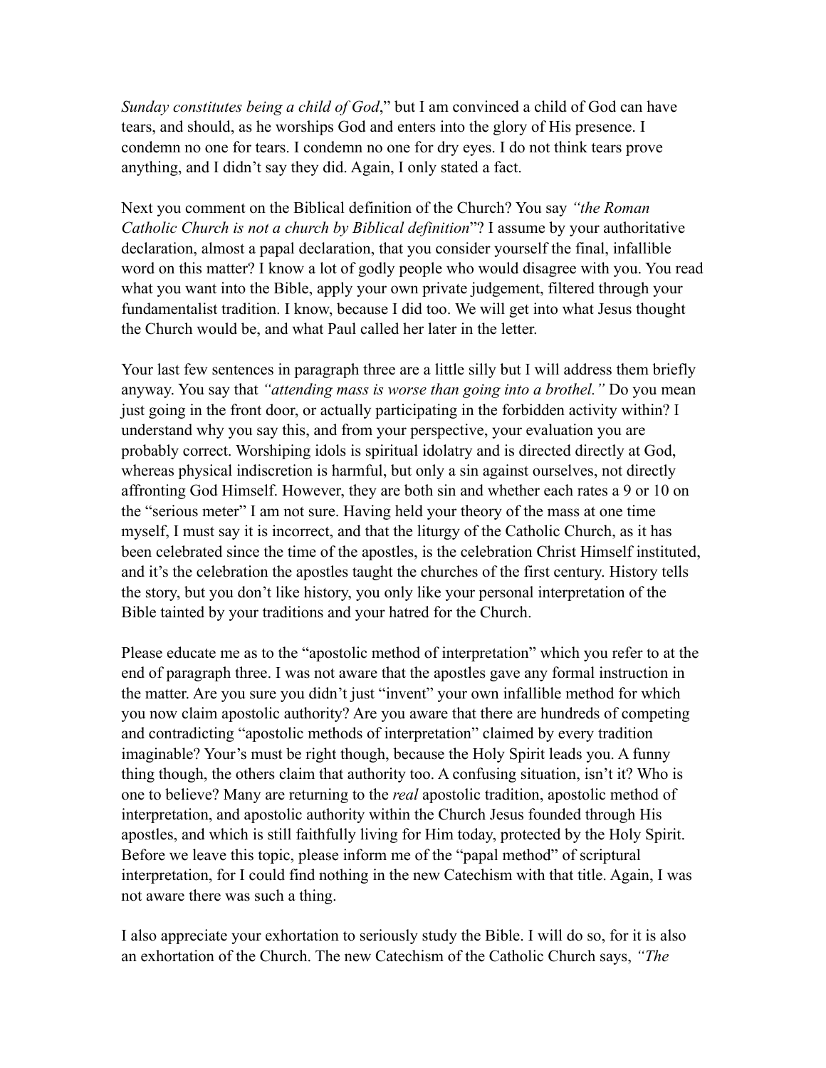*Sunday constitutes being a child of God*," but I am convinced a child of God can have tears, and should, as he worships God and enters into the glory of His presence. I condemn no one for tears. I condemn no one for dry eyes. I do not think tears prove anything, and I didn't say they did. Again, I only stated a fact.

Next you comment on the Biblical definition of the Church? You say *"the Roman Catholic Church is not a church by Biblical definition*"? I assume by your authoritative declaration, almost a papal declaration, that you consider yourself the final, infallible word on this matter? I know a lot of godly people who would disagree with you. You read what you want into the Bible, apply your own private judgement, filtered through your fundamentalist tradition. I know, because I did too. We will get into what Jesus thought the Church would be, and what Paul called her later in the letter.

Your last few sentences in paragraph three are a little silly but I will address them briefly anyway. You say that *"attending mass is worse than going into a brothel."* Do you mean just going in the front door, or actually participating in the forbidden activity within? I understand why you say this, and from your perspective, your evaluation you are probably correct. Worshiping idols is spiritual idolatry and is directed directly at God, whereas physical indiscretion is harmful, but only a sin against ourselves, not directly affronting God Himself. However, they are both sin and whether each rates a 9 or 10 on the "serious meter" I am not sure. Having held your theory of the mass at one time myself, I must say it is incorrect, and that the liturgy of the Catholic Church, as it has been celebrated since the time of the apostles, is the celebration Christ Himself instituted, and it's the celebration the apostles taught the churches of the first century. History tells the story, but you don't like history, you only like your personal interpretation of the Bible tainted by your traditions and your hatred for the Church.

Please educate me as to the "apostolic method of interpretation" which you refer to at the end of paragraph three. I was not aware that the apostles gave any formal instruction in the matter. Are you sure you didn't just "invent" your own infallible method for which you now claim apostolic authority? Are you aware that there are hundreds of competing and contradicting "apostolic methods of interpretation" claimed by every tradition imaginable? Your's must be right though, because the Holy Spirit leads you. A funny thing though, the others claim that authority too. A confusing situation, isn't it? Who is one to believe? Many are returning to the *real* apostolic tradition, apostolic method of interpretation, and apostolic authority within the Church Jesus founded through His apostles, and which is still faithfully living for Him today, protected by the Holy Spirit. Before we leave this topic, please inform me of the "papal method" of scriptural interpretation, for I could find nothing in the new Catechism with that title. Again, I was not aware there was such a thing.

I also appreciate your exhortation to seriously study the Bible. I will do so, for it is also an exhortation of the Church. The new Catechism of the Catholic Church says, *"The*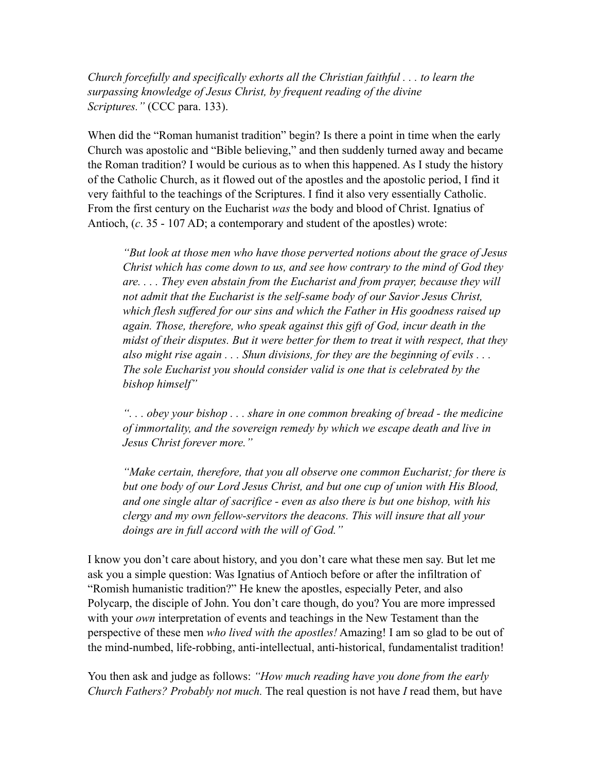*Church forcefully and specifically exhorts all the Christian faithful . . . to learn the surpassing knowledge of Jesus Christ, by frequent reading of the divine Scriptures."* (CCC para. 133).

When did the "Roman humanist tradition" begin? Is there a point in time when the early Church was apostolic and "Bible believing," and then suddenly turned away and became the Roman tradition? I would be curious as to when this happened. As I study the history of the Catholic Church, as it flowed out of the apostles and the apostolic period, I find it very faithful to the teachings of the Scriptures. I find it also very essentially Catholic. From the first century on the Eucharist *was* the body and blood of Christ. Ignatius of Antioch, (*c*. 35 - 107 AD; a contemporary and student of the apostles) wrote:

> *"But look at those men who have those perverted notions about the grace of Jesus Christ which has come down to us, and see how contrary to the mind of God they are. . . . They even abstain from the Eucharist and from prayer, because they will not admit that the Eucharist is the self-same body of our Savior Jesus Christ, which flesh suffered for our sins and which the Father in His goodness raised up again. Those, therefore, who speak against this gift of God, incur death in the midst of their disputes. But it were better for them to treat it with respect, that they also might rise again . . . Shun divisions, for they are the beginning of evils . . . The sole Eucharist you should consider valid is one that is celebrated by the bishop himself"*
>
> *". . . obey your bishop . . . share in one common breaking of bread - the medicine of immortality, and the sovereign remedy by which we escape death and live in Jesus Christ forever more."*
>
> *"Make certain, therefore, that you all observe one common Eucharist; for there is but one body of our Lord Jesus Christ, and but one cup of union with His Blood, and one single altar of sacrifice - even as also there is but one bishop, with his clergy and my own fellow-servitors the deacons. This will insure that all your doings are in full accord with the will of God."*

I know you don't care about history, and you don't care what these men say. But let me ask you a simple question: Was Ignatius of Antioch before or after the infiltration of "Romish humanistic tradition?" He knew the apostles, especially Peter, and also Polycarp, the disciple of John. You don't care though, do you? You are more impressed with your *own* interpretation of events and teachings in the New Testament than the perspective of these men *who lived with the apostles!* Amazing! I am so glad to be out of the mind-numbed, life-robbing, anti-intellectual, anti-historical, fundamentalist tradition!

You then ask and judge as follows: *"How much reading have you done from the early Church Fathers? Probably not much.* The real question is not have *I* read them, but have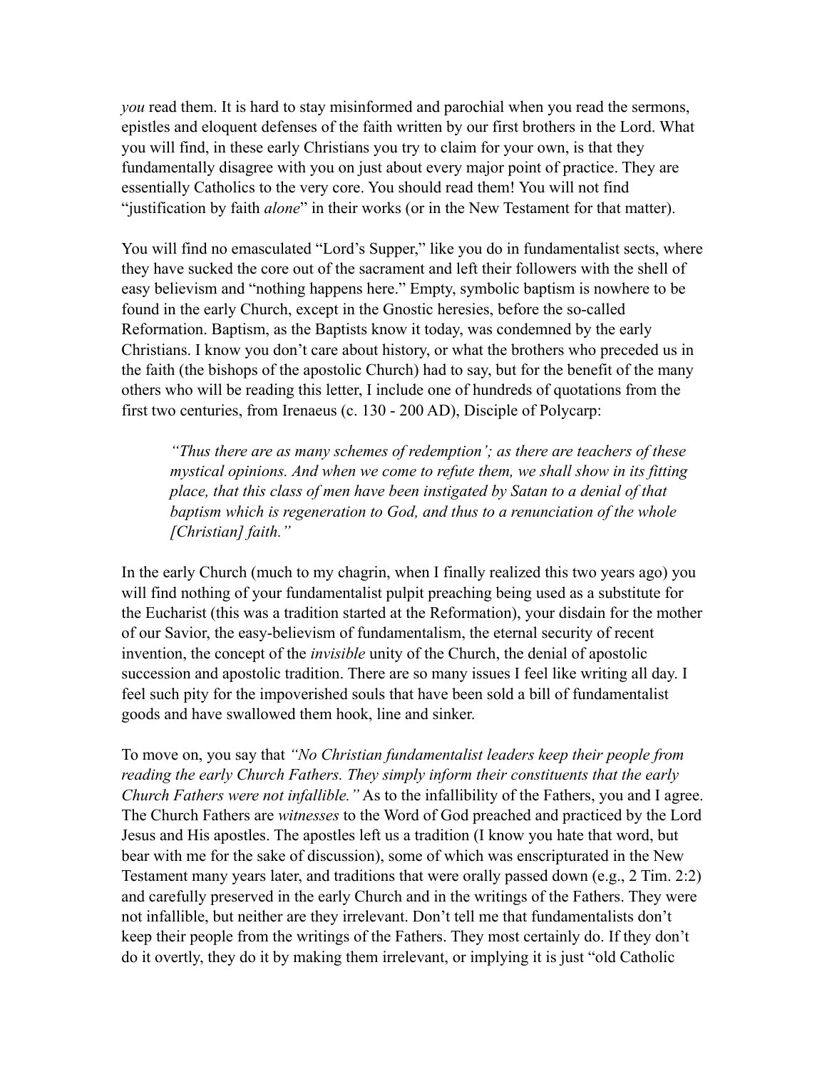*you* read them. It is hard to stay misinformed and parochial when you read the sermons, epistles and eloquent defenses of the faith written by our first brothers in the Lord. What you will find, in these early Christians you try to claim for your own, is that they fundamentally disagree with you on just about every major point of practice. They are essentially Catholics to the very core. You should read them! You will not find "justification by faith *alone*" in their works (or in the New Testament for that matter).

You will find no emasculated "Lord's Supper," like you do in fundamentalist sects, where they have sucked the core out of the sacrament and left their followers with the shell of easy believism and "nothing happens here." Empty, symbolic baptism is nowhere to be found in the early Church, except in the Gnostic heresies, before the so-called Reformation. Baptism, as the Baptists know it today, was condemned by the early Christians. I know you don't care about history, or what the brothers who preceded us in the faith (the bishops of the apostolic Church) had to say, but for the benefit of the many others who will be reading this letter, I include one of hundreds of quotations from the first two centuries, from Irenaeus (c. 130 - 200 AD), Disciple of Polycarp:

> *"Thus there are as many schemes of redemption'; as there are teachers of these mystical opinions. And when we come to refute them, we shall show in its fitting place, that this class of men have been instigated by Satan to a denial of that baptism which is regeneration to God, and thus to a renunciation of the whole [Christian] faith."*

In the early Church (much to my chagrin, when I finally realized this two years ago) you will find nothing of your fundamentalist pulpit preaching being used as a substitute for the Eucharist (this was a tradition started at the Reformation), your disdain for the mother of our Savior, the easy-believism of fundamentalism, the eternal security of recent invention, the concept of the *invisible* unity of the Church, the denial of apostolic succession and apostolic tradition. There are so many issues I feel like writing all day. I feel such pity for the impoverished souls that have been sold a bill of fundamentalist goods and have swallowed them hook, line and sinker.

To move on, you say that *"No Christian fundamentalist leaders keep their people from reading the early Church Fathers. They simply inform their constituents that the early Church Fathers were not infallible."* As to the infallibility of the Fathers, you and I agree. The Church Fathers are *witnesses* to the Word of God preached and practiced by the Lord Jesus and His apostles. The apostles left us a tradition (I know you hate that word, but bear with me for the sake of discussion), some of which was enscripturated in the New Testament many years later, and traditions that were orally passed down (e.g., 2 Tim. 2:2) and carefully preserved in the early Church and in the writings of the Fathers. They were not infallible, but neither are they irrelevant. Don't tell me that fundamentalists don't keep their people from the writings of the Fathers. They most certainly do. If they don't do it overtly, they do it by making them irrelevant, or implying it is just "old Catholic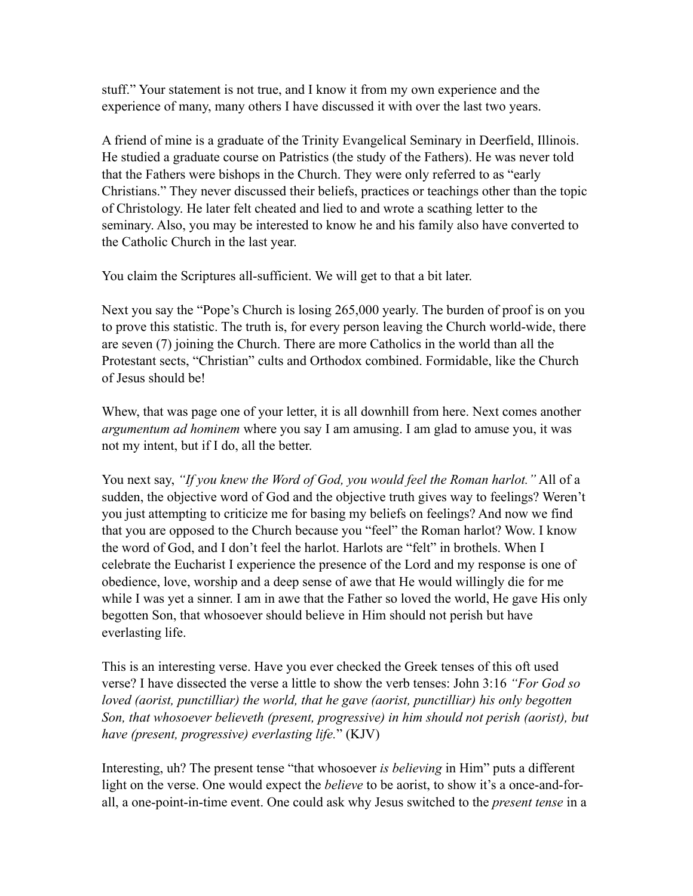stuff." Your statement is not true, and I know it from my own experience and the experience of many, many others I have discussed it with over the last two years.

A friend of mine is a graduate of the Trinity Evangelical Seminary in Deerfield, Illinois. He studied a graduate course on Patristics (the study of the Fathers). He was never told that the Fathers were bishops in the Church. They were only referred to as "early Christians." They never discussed their beliefs, practices or teachings other than the topic of Christology. He later felt cheated and lied to and wrote a scathing letter to the seminary. Also, you may be interested to know he and his family also have converted to the Catholic Church in the last year.

You claim the Scriptures all-sufficient. We will get to that a bit later.

Next you say the "Pope's Church is losing 265,000 yearly. The burden of proof is on you to prove this statistic. The truth is, for every person leaving the Church world-wide, there are seven (7) joining the Church. There are more Catholics in the world than all the Protestant sects, "Christian" cults and Orthodox combined. Formidable, like the Church of Jesus should be!

Whew, that was page one of your letter, it is all downhill from here. Next comes another *argumentum ad hominem* where you say I am amusing. I am glad to amuse you, it was not my intent, but if I do, all the better.

You next say, *"If you knew the Word of God, you would feel the Roman harlot."* All of a sudden, the objective word of God and the objective truth gives way to feelings? Weren't you just attempting to criticize me for basing my beliefs on feelings? And now we find that you are opposed to the Church because you "feel" the Roman harlot? Wow. I know the word of God, and I don't feel the harlot. Harlots are "felt" in brothels. When I celebrate the Eucharist I experience the presence of the Lord and my response is one of obedience, love, worship and a deep sense of awe that He would willingly die for me while I was yet a sinner. I am in awe that the Father so loved the world, He gave His only begotten Son, that whosoever should believe in Him should not perish but have everlasting life.

This is an interesting verse. Have you ever checked the Greek tenses of this oft used verse? I have dissected the verse a little to show the verb tenses: John 3:16 *"For God so loved (aorist, punctilliar) the world, that he gave (aorist, punctilliar) his only begotten Son, that whosoever believeth (present, progressive) in him should not perish (aorist), but have (present, progressive) everlasting life.*" (KJV)

Interesting, uh? The present tense "that whosoever *is believing* in Him" puts a different light on the verse. One would expect the *believe* to be aorist, to show it's a once-and-for-all, a one-point-in-time event. One could ask why Jesus switched to the *present tense* in a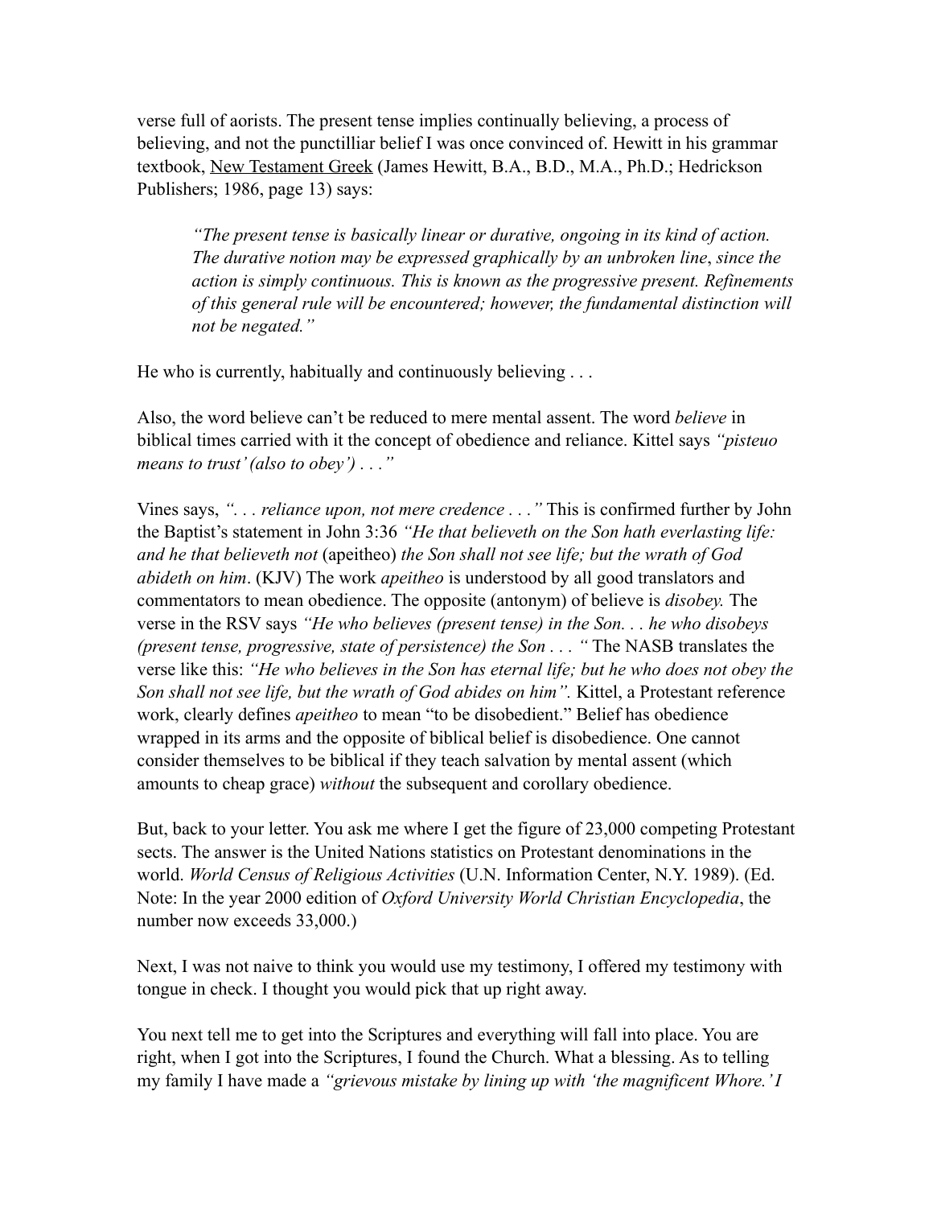verse full of aorists. The present tense implies continually believing, a process of believing, and not the punctilliar belief I was once convinced of. Hewitt in his grammar textbook, New Testament Greek (James Hewitt, B.A., B.D., M.A., Ph.D.; Hedrickson Publishers; 1986, page 13) says:

> *"The present tense is basically linear or durative, ongoing in its kind of action. The durative notion may be expressed graphically by an unbroken line, since the action is simply continuous. This is known as the progressive present. Refinements of this general rule will be encountered; however, the fundamental distinction will not be negated."*

He who is currently, habitually and continuously believing . . .

Also, the word believe can't be reduced to mere mental assent. The word *believe* in biblical times carried with it the concept of obedience and reliance. Kittel says *"pisteuo means to trust' (also to obey') . . ."*

Vines says, *". . . reliance upon, not mere credence . . ."* This is confirmed further by John the Baptist's statement in John 3:36 *"He that believeth on the Son hath everlasting life: and he that believeth not* (apeitheo) *the Son shall not see life; but the wrath of God abideth on him*. (KJV) The work *apeitheo* is understood by all good translators and commentators to mean obedience. The opposite (antonym) of believe is *disobey.* The verse in the RSV says *"He who believes (present tense) in the Son. . . he who disobeys (present tense, progressive, state of persistence) the Son . . . "* The NASB translates the verse like this: *"He who believes in the Son has eternal life; but he who does not obey the Son shall not see life, but the wrath of God abides on him".* Kittel, a Protestant reference work, clearly defines *apeitheo* to mean "to be disobedient." Belief has obedience wrapped in its arms and the opposite of biblical belief is disobedience. One cannot consider themselves to be biblical if they teach salvation by mental assent (which amounts to cheap grace) *without* the subsequent and corollary obedience.

But, back to your letter. You ask me where I get the figure of 23,000 competing Protestant sects. The answer is the United Nations statistics on Protestant denominations in the world. *World Census of Religious Activities* (U.N. Information Center, N.Y. 1989). (Ed. Note: In the year 2000 edition of *Oxford University World Christian Encyclopedia*, the number now exceeds 33,000.)

Next, I was not naive to think you would use my testimony, I offered my testimony with tongue in check. I thought you would pick that up right away.

You next tell me to get into the Scriptures and everything will fall into place. You are right, when I got into the Scriptures, I found the Church. What a blessing. As to telling my family I have made a *"grievous mistake by lining up with 'the magnificent Whore.' I*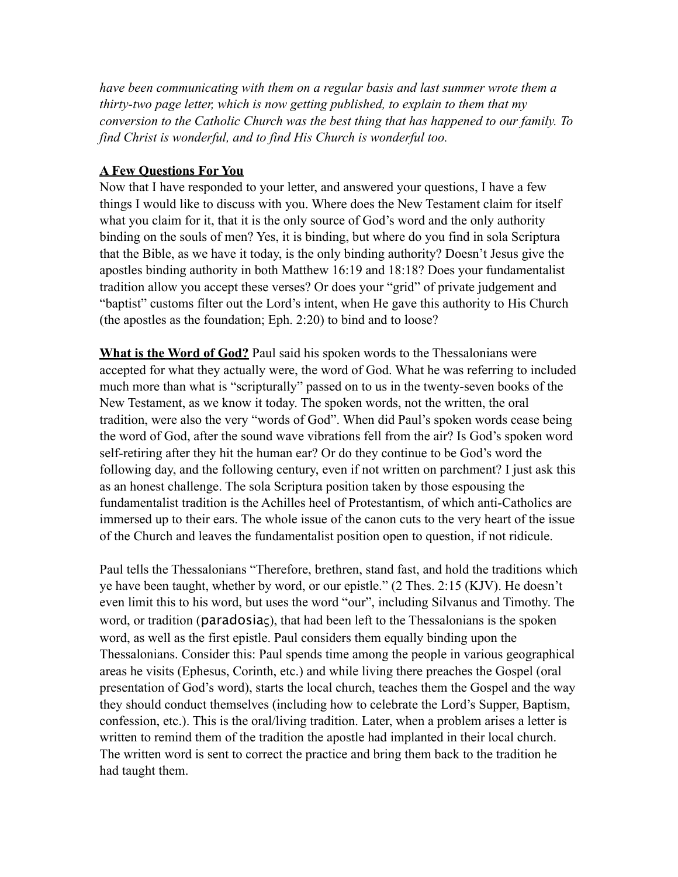*have been communicating with them on a regular basis and last summer wrote them a thirty-two page letter, which is now getting published, to explain to them that my conversion to the Catholic Church was the best thing that has happened to our family. To find Christ is wonderful, and to find His Church is wonderful too.*

**A Few Questions For You**

Now that I have responded to your letter, and answered your questions, I have a few things I would like to discuss with you. Where does the New Testament claim for itself what you claim for it, that it is the only source of God's word and the only authority binding on the souls of men? Yes, it is binding, but where do you find in sola Scriptura that the Bible, as we have it today, is the only binding authority? Doesn't Jesus give the apostles binding authority in both Matthew 16:19 and 18:18? Does your fundamentalist tradition allow you accept these verses? Or does your "grid" of private judgement and "baptist" customs filter out the Lord's intent, when He gave this authority to His Church (the apostles as the foundation; Eph. 2:20) to bind and to loose?

**What is the Word of God?** Paul said his spoken words to the Thessalonians were accepted for what they actually were, the word of God. What he was referring to included much more than what is "scripturally" passed on to us in the twenty-seven books of the New Testament, as we know it today. The spoken words, not the written, the oral tradition, were also the very "words of God". When did Paul's spoken words cease being the word of God, after the sound wave vibrations fell from the air? Is God's spoken word self-retiring after they hit the human ear? Or do they continue to be God's word the following day, and the following century, even if not written on parchment? I just ask this as an honest challenge. The sola Scriptura position taken by those espousing the fundamentalist tradition is the Achilles heel of Protestantism, of which anti-Catholics are immersed up to their ears. The whole issue of the canon cuts to the very heart of the issue of the Church and leaves the fundamentalist position open to question, if not ridicule.

Paul tells the Thessalonians "Therefore, brethren, stand fast, and hold the traditions which ye have been taught, whether by word, or our epistle." (2 Thes. 2:15 (KJV). He doesn't even limit this to his word, but uses the word "our", including Silvanus and Timothy. The word, or tradition (paradosiaς), that had been left to the Thessalonians is the spoken word, as well as the first epistle. Paul considers them equally binding upon the Thessalonians. Consider this: Paul spends time among the people in various geographical areas he visits (Ephesus, Corinth, etc.) and while living there preaches the Gospel (oral presentation of God's word), starts the local church, teaches them the Gospel and the way they should conduct themselves (including how to celebrate the Lord's Supper, Baptism, confession, etc.). This is the oral/living tradition. Later, when a problem arises a letter is written to remind them of the tradition the apostle had implanted in their local church. The written word is sent to correct the practice and bring them back to the tradition he had taught them.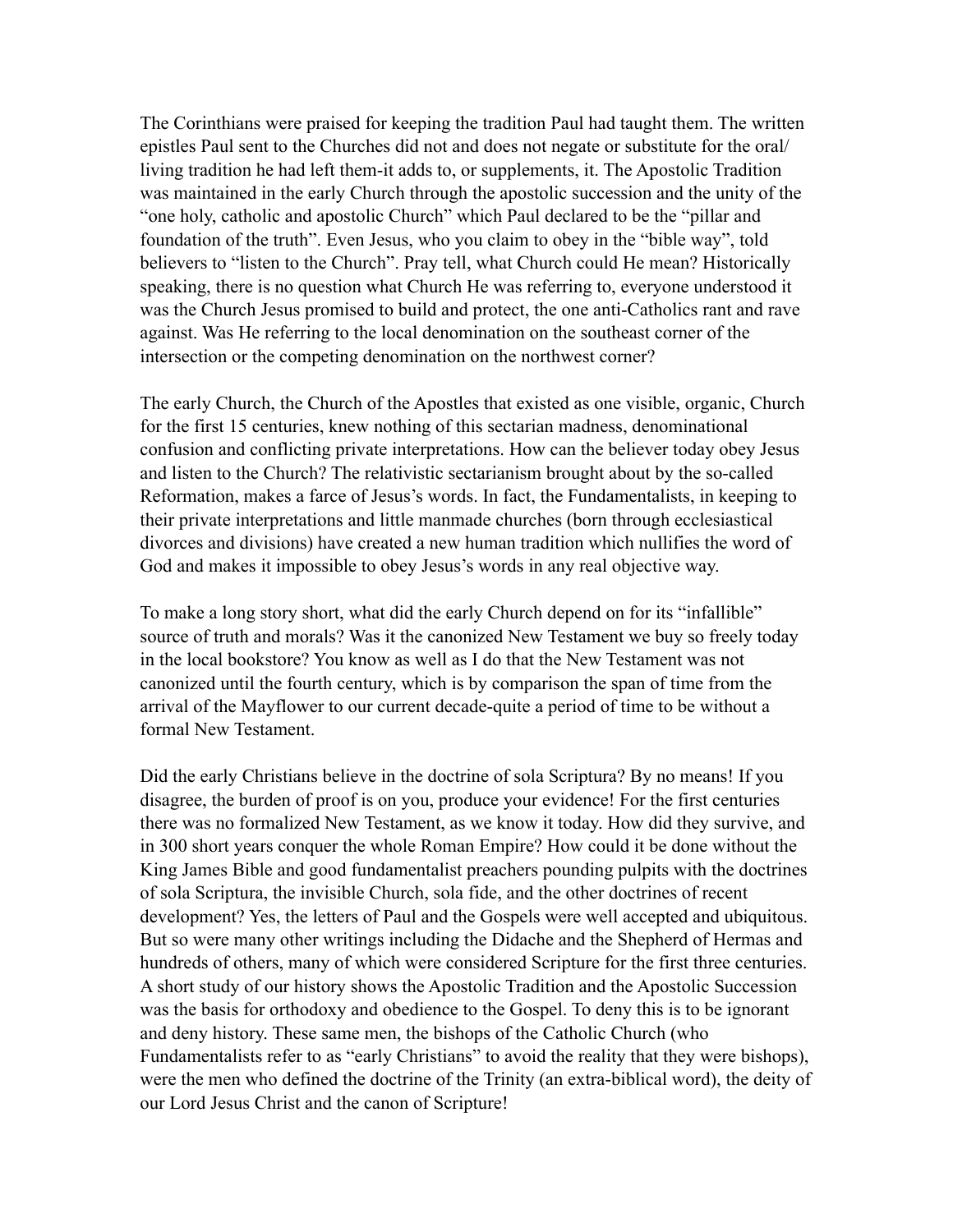The Corinthians were praised for keeping the tradition Paul had taught them. The written epistles Paul sent to the Churches did not and does not negate or substitute for the oral/living tradition he had left them-it adds to, or supplements, it. The Apostolic Tradition was maintained in the early Church through the apostolic succession and the unity of the "one holy, catholic and apostolic Church" which Paul declared to be the "pillar and foundation of the truth". Even Jesus, who you claim to obey in the "bible way", told believers to "listen to the Church". Pray tell, what Church could He mean? Historically speaking, there is no question what Church He was referring to, everyone understood it was the Church Jesus promised to build and protect, the one anti-Catholics rant and rave against. Was He referring to the local denomination on the southeast corner of the intersection or the competing denomination on the northwest corner?

The early Church, the Church of the Apostles that existed as one visible, organic, Church for the first 15 centuries, knew nothing of this sectarian madness, denominational confusion and conflicting private interpretations. How can the believer today obey Jesus and listen to the Church? The relativistic sectarianism brought about by the so-called Reformation, makes a farce of Jesus's words. In fact, the Fundamentalists, in keeping to their private interpretations and little manmade churches (born through ecclesiastical divorces and divisions) have created a new human tradition which nullifies the word of God and makes it impossible to obey Jesus's words in any real objective way.

To make a long story short, what did the early Church depend on for its "infallible" source of truth and morals? Was it the canonized New Testament we buy so freely today in the local bookstore? You know as well as I do that the New Testament was not canonized until the fourth century, which is by comparison the span of time from the arrival of the Mayflower to our current decade-quite a period of time to be without a formal New Testament.

Did the early Christians believe in the doctrine of sola Scriptura? By no means! If you disagree, the burden of proof is on you, produce your evidence! For the first centuries there was no formalized New Testament, as we know it today. How did they survive, and in 300 short years conquer the whole Roman Empire? How could it be done without the King James Bible and good fundamentalist preachers pounding pulpits with the doctrines of sola Scriptura, the invisible Church, sola fide, and the other doctrines of recent development? Yes, the letters of Paul and the Gospels were well accepted and ubiquitous. But so were many other writings including the Didache and the Shepherd of Hermas and hundreds of others, many of which were considered Scripture for the first three centuries. A short study of our history shows the Apostolic Tradition and the Apostolic Succession was the basis for orthodoxy and obedience to the Gospel. To deny this is to be ignorant and deny history. These same men, the bishops of the Catholic Church (who Fundamentalists refer to as "early Christians" to avoid the reality that they were bishops), were the men who defined the doctrine of the Trinity (an extra-biblical word), the deity of our Lord Jesus Christ and the canon of Scripture!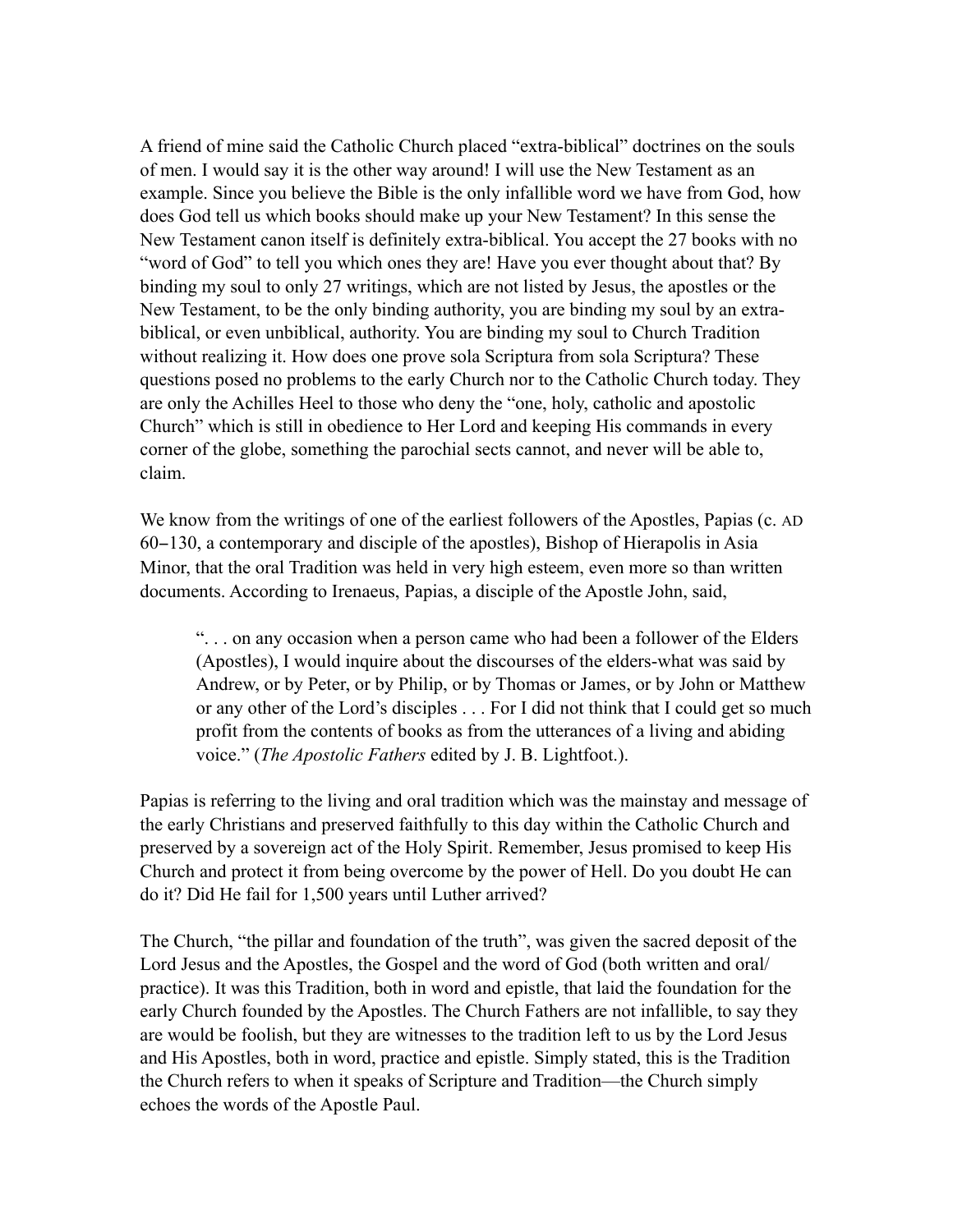A friend of mine said the Catholic Church placed "extra-biblical" doctrines on the souls of men. I would say it is the other way around! I will use the New Testament as an example. Since you believe the Bible is the only infallible word we have from God, how does God tell us which books should make up your New Testament? In this sense the New Testament canon itself is definitely extra-biblical. You accept the 27 books with no "word of God" to tell you which ones they are! Have you ever thought about that? By binding my soul to only 27 writings, which are not listed by Jesus, the apostles or the New Testament, to be the only binding authority, you are binding my soul by an extra-biblical, or even unbiblical, authority. You are binding my soul to Church Tradition without realizing it. How does one prove sola Scriptura from sola Scriptura? These questions posed no problems to the early Church nor to the Catholic Church today. They are only the Achilles Heel to those who deny the "one, holy, catholic and apostolic Church" which is still in obedience to Her Lord and keeping His commands in every corner of the globe, something the parochial sects cannot, and never will be able to, claim.

We know from the writings of one of the earliest followers of the Apostles, Papias (c. AD 60–130, a contemporary and disciple of the apostles), Bishop of Hierapolis in Asia Minor, that the oral Tradition was held in very high esteem, even more so than written documents. According to Irenaeus, Papias, a disciple of the Apostle John, said,

> ". . . on any occasion when a person came who had been a follower of the Elders (Apostles), I would inquire about the discourses of the elders-what was said by Andrew, or by Peter, or by Philip, or by Thomas or James, or by John or Matthew or any other of the Lord's disciples . . . For I did not think that I could get so much profit from the contents of books as from the utterances of a living and abiding voice." (*The Apostolic Fathers* edited by J. B. Lightfoot.).

Papias is referring to the living and oral tradition which was the mainstay and message of the early Christians and preserved faithfully to this day within the Catholic Church and preserved by a sovereign act of the Holy Spirit. Remember, Jesus promised to keep His Church and protect it from being overcome by the power of Hell. Do you doubt He can do it? Did He fail for 1,500 years until Luther arrived?

The Church, "the pillar and foundation of the truth", was given the sacred deposit of the Lord Jesus and the Apostles, the Gospel and the word of God (both written and oral/practice). It was this Tradition, both in word and epistle, that laid the foundation for the early Church founded by the Apostles. The Church Fathers are not infallible, to say they are would be foolish, but they are witnesses to the tradition left to us by the Lord Jesus and His Apostles, both in word, practice and epistle. Simply stated, this is the Tradition the Church refers to when it speaks of Scripture and Tradition—the Church simply echoes the words of the Apostle Paul.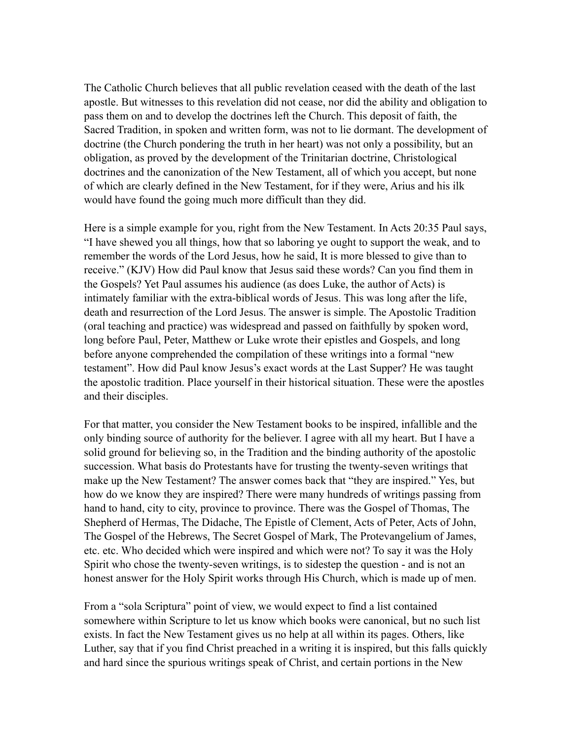The Catholic Church believes that all public revelation ceased with the death of the last apostle. But witnesses to this revelation did not cease, nor did the ability and obligation to pass them on and to develop the doctrines left the Church. This deposit of faith, the Sacred Tradition, in spoken and written form, was not to lie dormant. The development of doctrine (the Church pondering the truth in her heart) was not only a possibility, but an obligation, as proved by the development of the Trinitarian doctrine, Christological doctrines and the canonization of the New Testament, all of which you accept, but none of which are clearly defined in the New Testament, for if they were, Arius and his ilk would have found the going much more difficult than they did.

Here is a simple example for you, right from the New Testament. In Acts 20:35 Paul says, "I have shewed you all things, how that so laboring ye ought to support the weak, and to remember the words of the Lord Jesus, how he said, It is more blessed to give than to receive." (KJV) How did Paul know that Jesus said these words? Can you find them in the Gospels? Yet Paul assumes his audience (as does Luke, the author of Acts) is intimately familiar with the extra-biblical words of Jesus. This was long after the life, death and resurrection of the Lord Jesus. The answer is simple. The Apostolic Tradition (oral teaching and practice) was widespread and passed on faithfully by spoken word, long before Paul, Peter, Matthew or Luke wrote their epistles and Gospels, and long before anyone comprehended the compilation of these writings into a formal "new testament". How did Paul know Jesus's exact words at the Last Supper? He was taught the apostolic tradition. Place yourself in their historical situation. These were the apostles and their disciples.

For that matter, you consider the New Testament books to be inspired, infallible and the only binding source of authority for the believer. I agree with all my heart. But I have a solid ground for believing so, in the Tradition and the binding authority of the apostolic succession. What basis do Protestants have for trusting the twenty-seven writings that make up the New Testament? The answer comes back that "they are inspired." Yes, but how do we know they are inspired? There were many hundreds of writings passing from hand to hand, city to city, province to province. There was the Gospel of Thomas, The Shepherd of Hermas, The Didache, The Epistle of Clement, Acts of Peter, Acts of John, The Gospel of the Hebrews, The Secret Gospel of Mark, The Protevangelium of James, etc. etc. Who decided which were inspired and which were not? To say it was the Holy Spirit who chose the twenty-seven writings, is to sidestep the question - and is not an honest answer for the Holy Spirit works through His Church, which is made up of men.

From a "sola Scriptura" point of view, we would expect to find a list contained somewhere within Scripture to let us know which books were canonical, but no such list exists. In fact the New Testament gives us no help at all within its pages. Others, like Luther, say that if you find Christ preached in a writing it is inspired, but this falls quickly and hard since the spurious writings speak of Christ, and certain portions in the New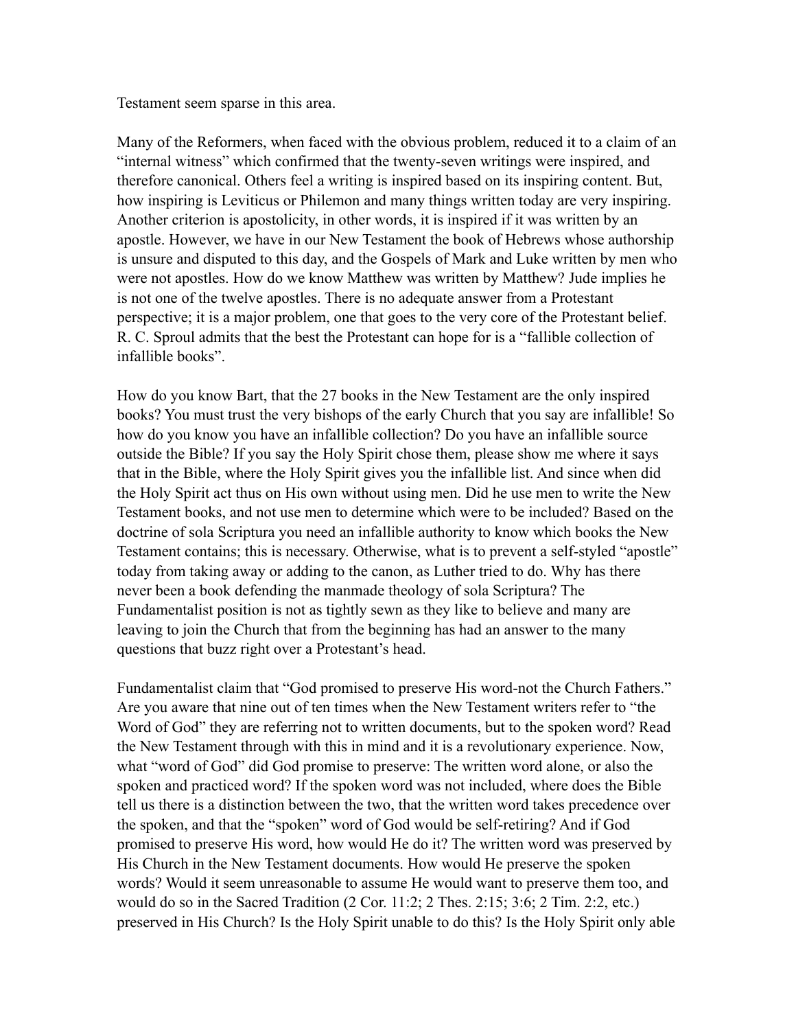Testament seem sparse in this area.

Many of the Reformers, when faced with the obvious problem, reduced it to a claim of an “internal witness” which confirmed that the twenty-seven writings were inspired, and therefore canonical. Others feel a writing is inspired based on its inspiring content. But, how inspiring is Leviticus or Philemon and many things written today are very inspiring. Another criterion is apostolicity, in other words, it is inspired if it was written by an apostle. However, we have in our New Testament the book of Hebrews whose authorship is unsure and disputed to this day, and the Gospels of Mark and Luke written by men who were not apostles. How do we know Matthew was written by Matthew? Jude implies he is not one of the twelve apostles. There is no adequate answer from a Protestant perspective; it is a major problem, one that goes to the very core of the Protestant belief. R. C. Sproul admits that the best the Protestant can hope for is a “fallible collection of infallible books”.

How do you know Bart, that the 27 books in the New Testament are the only inspired books? You must trust the very bishops of the early Church that you say are infallible! So how do you know you have an infallible collection? Do you have an infallible source outside the Bible? If you say the Holy Spirit chose them, please show me where it says that in the Bible, where the Holy Spirit gives you the infallible list. And since when did the Holy Spirit act thus on His own without using men. Did he use men to write the New Testament books, and not use men to determine which were to be included? Based on the doctrine of sola Scriptura you need an infallible authority to know which books the New Testament contains; this is necessary. Otherwise, what is to prevent a self-styled “apostle” today from taking away or adding to the canon, as Luther tried to do. Why has there never been a book defending the manmade theology of sola Scriptura? The Fundamentalist position is not as tightly sewn as they like to believe and many are leaving to join the Church that from the beginning has had an answer to the many questions that buzz right over a Protestant’s head.

Fundamentalist claim that “God promised to preserve His word-not the Church Fathers.” Are you aware that nine out of ten times when the New Testament writers refer to “the Word of God” they are referring not to written documents, but to the spoken word? Read the New Testament through with this in mind and it is a revolutionary experience. Now, what “word of God” did God promise to preserve: The written word alone, or also the spoken and practiced word? If the spoken word was not included, where does the Bible tell us there is a distinction between the two, that the written word takes precedence over the spoken, and that the “spoken” word of God would be self-retiring? And if God promised to preserve His word, how would He do it? The written word was preserved by His Church in the New Testament documents. How would He preserve the spoken words? Would it seem unreasonable to assume He would want to preserve them too, and would do so in the Sacred Tradition (2 Cor. 11:2; 2 Thes. 2:15; 3:6; 2 Tim. 2:2, etc.) preserved in His Church? Is the Holy Spirit unable to do this? Is the Holy Spirit only able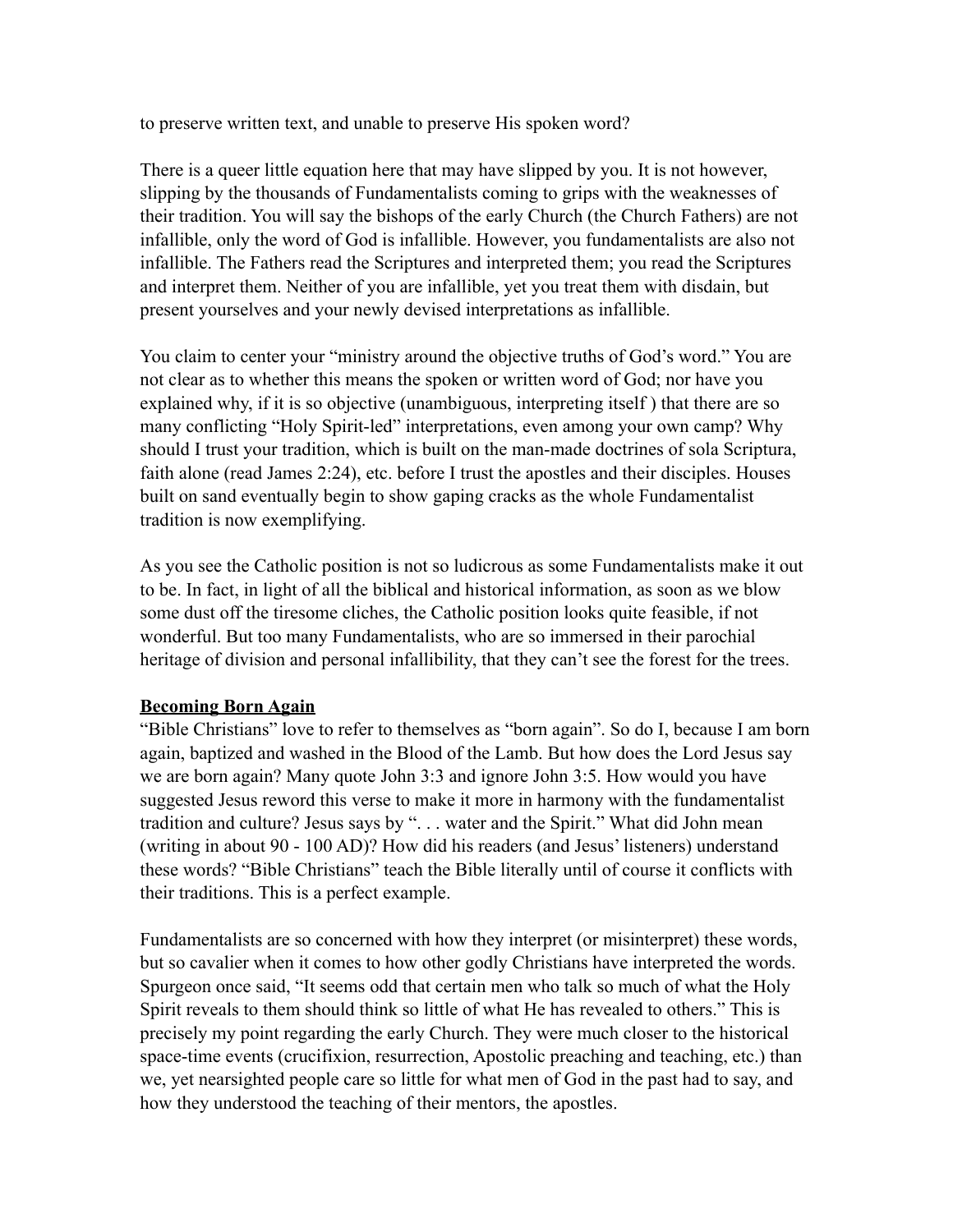to preserve written text, and unable to preserve His spoken word?

There is a queer little equation here that may have slipped by you. It is not however, slipping by the thousands of Fundamentalists coming to grips with the weaknesses of their tradition. You will say the bishops of the early Church (the Church Fathers) are not infallible, only the word of God is infallible. However, you fundamentalists are also not infallible. The Fathers read the Scriptures and interpreted them; you read the Scriptures and interpret them. Neither of you are infallible, yet you treat them with disdain, but present yourselves and your newly devised interpretations as infallible.

You claim to center your "ministry around the objective truths of God's word." You are not clear as to whether this means the spoken or written word of God; nor have you explained why, if it is so objective (unambiguous, interpreting itself ) that there are so many conflicting "Holy Spirit-led" interpretations, even among your own camp? Why should I trust your tradition, which is built on the man-made doctrines of sola Scriptura, faith alone (read James 2:24), etc. before I trust the apostles and their disciples. Houses built on sand eventually begin to show gaping cracks as the whole Fundamentalist tradition is now exemplifying.

As you see the Catholic position is not so ludicrous as some Fundamentalists make it out to be. In fact, in light of all the biblical and historical information, as soon as we blow some dust off the tiresome cliches, the Catholic position looks quite feasible, if not wonderful. But too many Fundamentalists, who are so immersed in their parochial heritage of division and personal infallibility, that they can't see the forest for the trees.

**Becoming Born Again**

"Bible Christians" love to refer to themselves as "born again". So do I, because I am born again, baptized and washed in the Blood of the Lamb. But how does the Lord Jesus say we are born again? Many quote John 3:3 and ignore John 3:5. How would you have suggested Jesus reword this verse to make it more in harmony with the fundamentalist tradition and culture? Jesus says by ". . . water and the Spirit." What did John mean (writing in about 90 - 100 AD)? How did his readers (and Jesus' listeners) understand these words? "Bible Christians" teach the Bible literally until of course it conflicts with their traditions. This is a perfect example.

Fundamentalists are so concerned with how they interpret (or misinterpret) these words, but so cavalier when it comes to how other godly Christians have interpreted the words. Spurgeon once said, "It seems odd that certain men who talk so much of what the Holy Spirit reveals to them should think so little of what He has revealed to others." This is precisely my point regarding the early Church. They were much closer to the historical space-time events (crucifixion, resurrection, Apostolic preaching and teaching, etc.) than we, yet nearsighted people care so little for what men of God in the past had to say, and how they understood the teaching of their mentors, the apostles.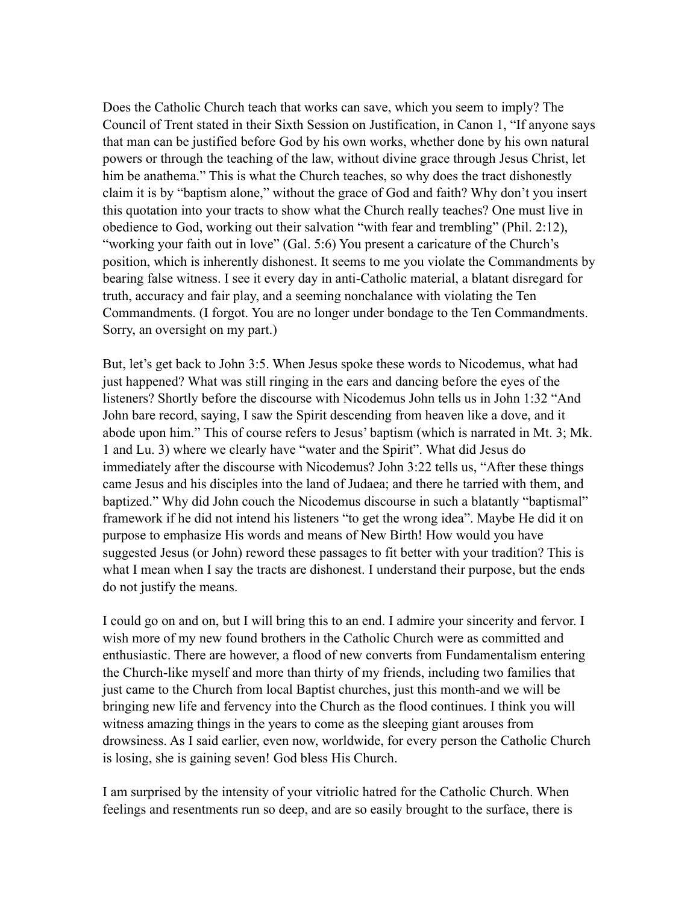Does the Catholic Church teach that works can save, which you seem to imply? The Council of Trent stated in their Sixth Session on Justification, in Canon 1, "If anyone says that man can be justified before God by his own works, whether done by his own natural powers or through the teaching of the law, without divine grace through Jesus Christ, let him be anathema." This is what the Church teaches, so why does the tract dishonestly claim it is by "baptism alone," without the grace of God and faith? Why don't you insert this quotation into your tracts to show what the Church really teaches? One must live in obedience to God, working out their salvation "with fear and trembling" (Phil. 2:12), "working your faith out in love" (Gal. 5:6) You present a caricature of the Church's position, which is inherently dishonest. It seems to me you violate the Commandments by bearing false witness. I see it every day in anti-Catholic material, a blatant disregard for truth, accuracy and fair play, and a seeming nonchalance with violating the Ten Commandments. (I forgot. You are no longer under bondage to the Ten Commandments. Sorry, an oversight on my part.)

But, let's get back to John 3:5. When Jesus spoke these words to Nicodemus, what had just happened? What was still ringing in the ears and dancing before the eyes of the listeners? Shortly before the discourse with Nicodemus John tells us in John 1:32 "And John bare record, saying, I saw the Spirit descending from heaven like a dove, and it abode upon him." This of course refers to Jesus' baptism (which is narrated in Mt. 3; Mk. 1 and Lu. 3) where we clearly have "water and the Spirit". What did Jesus do immediately after the discourse with Nicodemus? John 3:22 tells us, "After these things came Jesus and his disciples into the land of Judaea; and there he tarried with them, and baptized." Why did John couch the Nicodemus discourse in such a blatantly "baptismal" framework if he did not intend his listeners "to get the wrong idea". Maybe He did it on purpose to emphasize His words and means of New Birth! How would you have suggested Jesus (or John) reword these passages to fit better with your tradition? This is what I mean when I say the tracts are dishonest. I understand their purpose, but the ends do not justify the means.

I could go on and on, but I will bring this to an end. I admire your sincerity and fervor. I wish more of my new found brothers in the Catholic Church were as committed and enthusiastic. There are however, a flood of new converts from Fundamentalism entering the Church-like myself and more than thirty of my friends, including two families that just came to the Church from local Baptist churches, just this month-and we will be bringing new life and fervency into the Church as the flood continues. I think you will witness amazing things in the years to come as the sleeping giant arouses from drowsiness. As I said earlier, even now, worldwide, for every person the Catholic Church is losing, she is gaining seven! God bless His Church.

I am surprised by the intensity of your vitriolic hatred for the Catholic Church. When feelings and resentments run so deep, and are so easily brought to the surface, there is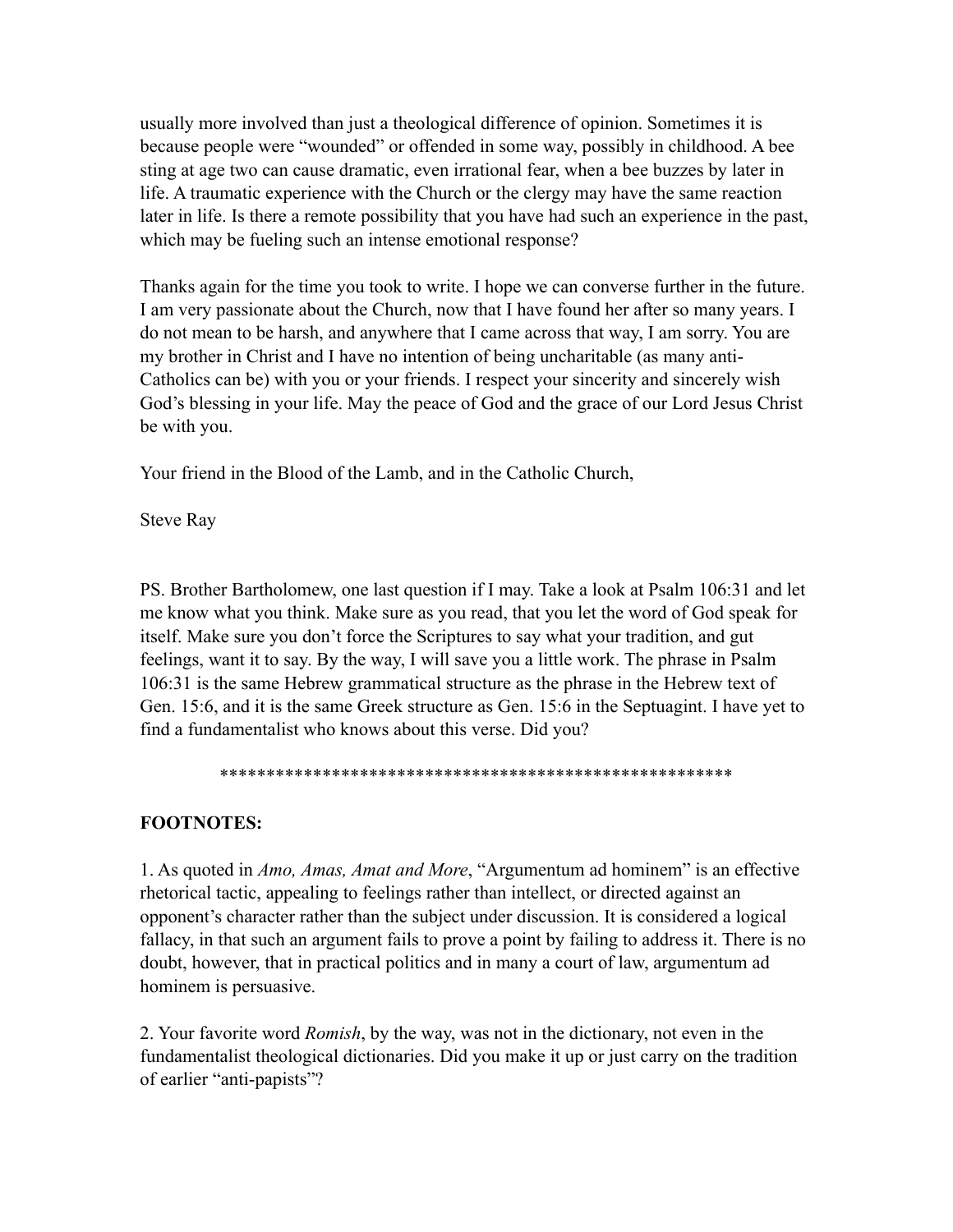usually more involved than just a theological difference of opinion. Sometimes it is because people were "wounded" or offended in some way, possibly in childhood. A bee sting at age two can cause dramatic, even irrational fear, when a bee buzzes by later in life. A traumatic experience with the Church or the clergy may have the same reaction later in life. Is there a remote possibility that you have had such an experience in the past, which may be fueling such an intense emotional response?

Thanks again for the time you took to write. I hope we can converse further in the future. I am very passionate about the Church, now that I have found her after so many years. I do not mean to be harsh, and anywhere that I came across that way, I am sorry. You are my brother in Christ and I have no intention of being uncharitable (as many anti-Catholics can be) with you or your friends. I respect your sincerity and sincerely wish God's blessing in your life. May the peace of God and the grace of our Lord Jesus Christ be with you.

Your friend in the Blood of the Lamb, and in the Catholic Church,

Steve Ray

PS. Brother Bartholomew, one last question if I may. Take a look at Psalm 106:31 and let me know what you think. Make sure as you read, that you let the word of God speak for itself. Make sure you don't force the Scriptures to say what your tradition, and gut feelings, want it to say. By the way, I will save you a little work. The phrase in Psalm 106:31 is the same Hebrew grammatical structure as the phrase in the Hebrew text of Gen. 15:6, and it is the same Greek structure as Gen. 15:6 in the Septuagint. I have yet to find a fundamentalist who knows about this verse. Did you?

********************************************************

**FOOTNOTES:**

1. As quoted in *Amo, Amas, Amat and More*, "Argumentum ad hominem" is an effective rhetorical tactic, appealing to feelings rather than intellect, or directed against an opponent's character rather than the subject under discussion. It is considered a logical fallacy, in that such an argument fails to prove a point by failing to address it. There is no doubt, however, that in practical politics and in many a court of law, argumentum ad hominem is persuasive.

2. Your favorite word *Romish*, by the way, was not in the dictionary, not even in the fundamentalist theological dictionaries. Did you make it up or just carry on the tradition of earlier "anti-papists"?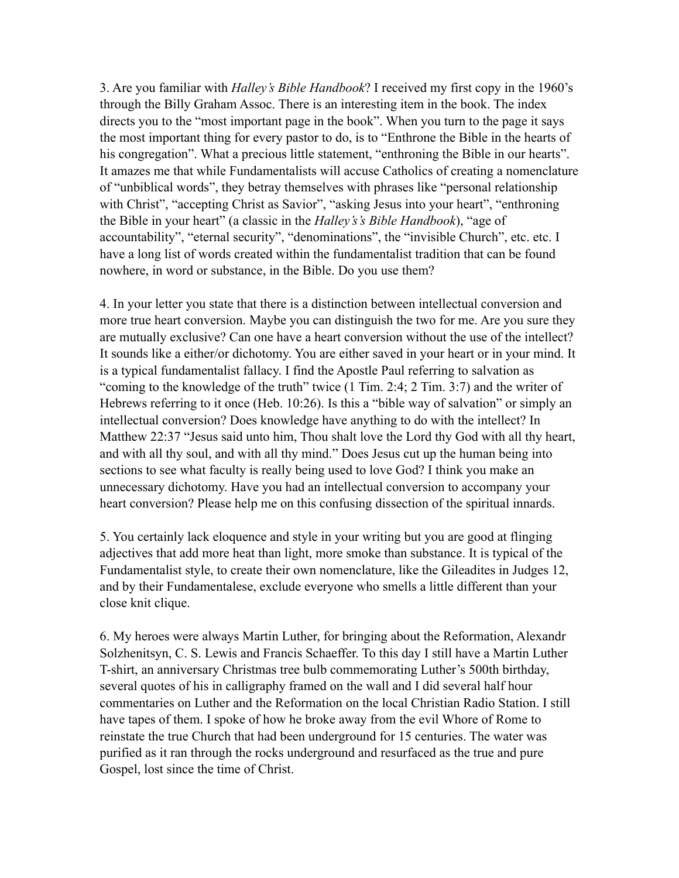3. Are you familiar with *Halley's Bible Handbook*? I received my first copy in the 1960's through the Billy Graham Assoc. There is an interesting item in the book. The index directs you to the "most important page in the book". When you turn to the page it says the most important thing for every pastor to do, is to "Enthrone the Bible in the hearts of his congregation". What a precious little statement, "enthroning the Bible in our hearts". It amazes me that while Fundamentalists will accuse Catholics of creating a nomenclature of "unbiblical words", they betray themselves with phrases like "personal relationship with Christ", "accepting Christ as Savior", "asking Jesus into your heart", "enthroning the Bible in your heart" (a classic in the *Halley's's Bible Handbook*), "age of accountability", "eternal security", "denominations", the "invisible Church", etc. etc. I have a long list of words created within the fundamentalist tradition that can be found nowhere, in word or substance, in the Bible. Do you use them?

4. In your letter you state that there is a distinction between intellectual conversion and more true heart conversion. Maybe you can distinguish the two for me. Are you sure they are mutually exclusive? Can one have a heart conversion without the use of the intellect? It sounds like a either/or dichotomy. You are either saved in your heart or in your mind. It is a typical fundamentalist fallacy. I find the Apostle Paul referring to salvation as "coming to the knowledge of the truth" twice (1 Tim. 2:4; 2 Tim. 3:7) and the writer of Hebrews referring to it once (Heb. 10:26). Is this a "bible way of salvation" or simply an intellectual conversion? Does knowledge have anything to do with the intellect? In Matthew 22:37 "Jesus said unto him, Thou shalt love the Lord thy God with all thy heart, and with all thy soul, and with all thy mind." Does Jesus cut up the human being into sections to see what faculty is really being used to love God? I think you make an unnecessary dichotomy. Have you had an intellectual conversion to accompany your heart conversion? Please help me on this confusing dissection of the spiritual innards.

5. You certainly lack eloquence and style in your writing but you are good at flinging adjectives that add more heat than light, more smoke than substance. It is typical of the Fundamentalist style, to create their own nomenclature, like the Gileadites in Judges 12, and by their Fundamentalese, exclude everyone who smells a little different than your close knit clique.

6. My heroes were always Martin Luther, for bringing about the Reformation, Alexandr Solzhenitsyn, C. S. Lewis and Francis Schaeffer. To this day I still have a Martin Luther T-shirt, an anniversary Christmas tree bulb commemorating Luther's 500th birthday, several quotes of his in calligraphy framed on the wall and I did several half hour commentaries on Luther and the Reformation on the local Christian Radio Station. I still have tapes of them. I spoke of how he broke away from the evil Whore of Rome to reinstate the true Church that had been underground for 15 centuries. The water was purified as it ran through the rocks underground and resurfaced as the true and pure Gospel, lost since the time of Christ.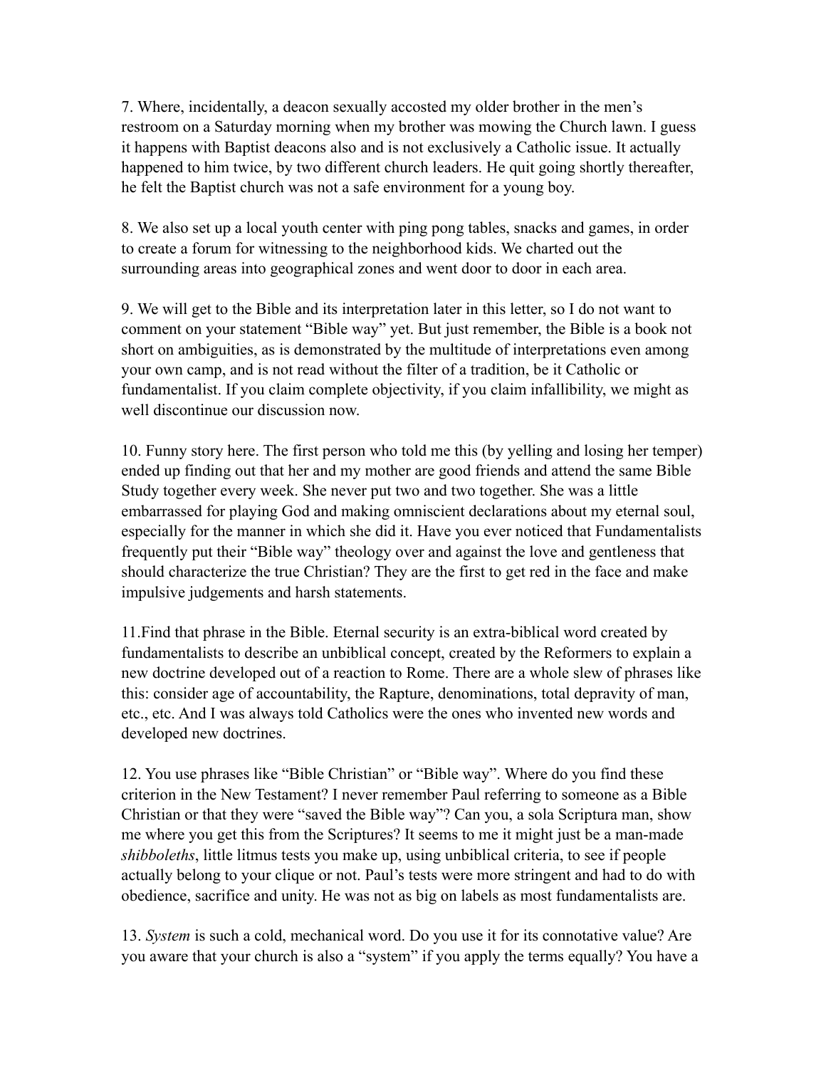7. Where, incidentally, a deacon sexually accosted my older brother in the men's restroom on a Saturday morning when my brother was mowing the Church lawn. I guess it happens with Baptist deacons also and is not exclusively a Catholic issue. It actually happened to him twice, by two different church leaders. He quit going shortly thereafter, he felt the Baptist church was not a safe environment for a young boy.

8. We also set up a local youth center with ping pong tables, snacks and games, in order to create a forum for witnessing to the neighborhood kids. We charted out the surrounding areas into geographical zones and went door to door in each area.

9. We will get to the Bible and its interpretation later in this letter, so I do not want to comment on your statement "Bible way" yet. But just remember, the Bible is a book not short on ambiguities, as is demonstrated by the multitude of interpretations even among your own camp, and is not read without the filter of a tradition, be it Catholic or fundamentalist. If you claim complete objectivity, if you claim infallibility, we might as well discontinue our discussion now.

10. Funny story here. The first person who told me this (by yelling and losing her temper) ended up finding out that her and my mother are good friends and attend the same Bible Study together every week. She never put two and two together. She was a little embarrassed for playing God and making omniscient declarations about my eternal soul, especially for the manner in which she did it. Have you ever noticed that Fundamentalists frequently put their "Bible way" theology over and against the love and gentleness that should characterize the true Christian? They are the first to get red in the face and make impulsive judgements and harsh statements.

11.Find that phrase in the Bible. Eternal security is an extra-biblical word created by fundamentalists to describe an unbiblical concept, created by the Reformers to explain a new doctrine developed out of a reaction to Rome. There are a whole slew of phrases like this: consider age of accountability, the Rapture, denominations, total depravity of man, etc., etc. And I was always told Catholics were the ones who invented new words and developed new doctrines.

12. You use phrases like "Bible Christian" or "Bible way". Where do you find these criterion in the New Testament? I never remember Paul referring to someone as a Bible Christian or that they were "saved the Bible way"? Can you, a sola Scriptura man, show me where you get this from the Scriptures? It seems to me it might just be a man-made *shibboleths*, little litmus tests you make up, using unbiblical criteria, to see if people actually belong to your clique or not. Paul's tests were more stringent and had to do with obedience, sacrifice and unity. He was not as big on labels as most fundamentalists are.

13. *System* is such a cold, mechanical word. Do you use it for its connotative value? Are you aware that your church is also a "system" if you apply the terms equally? You have a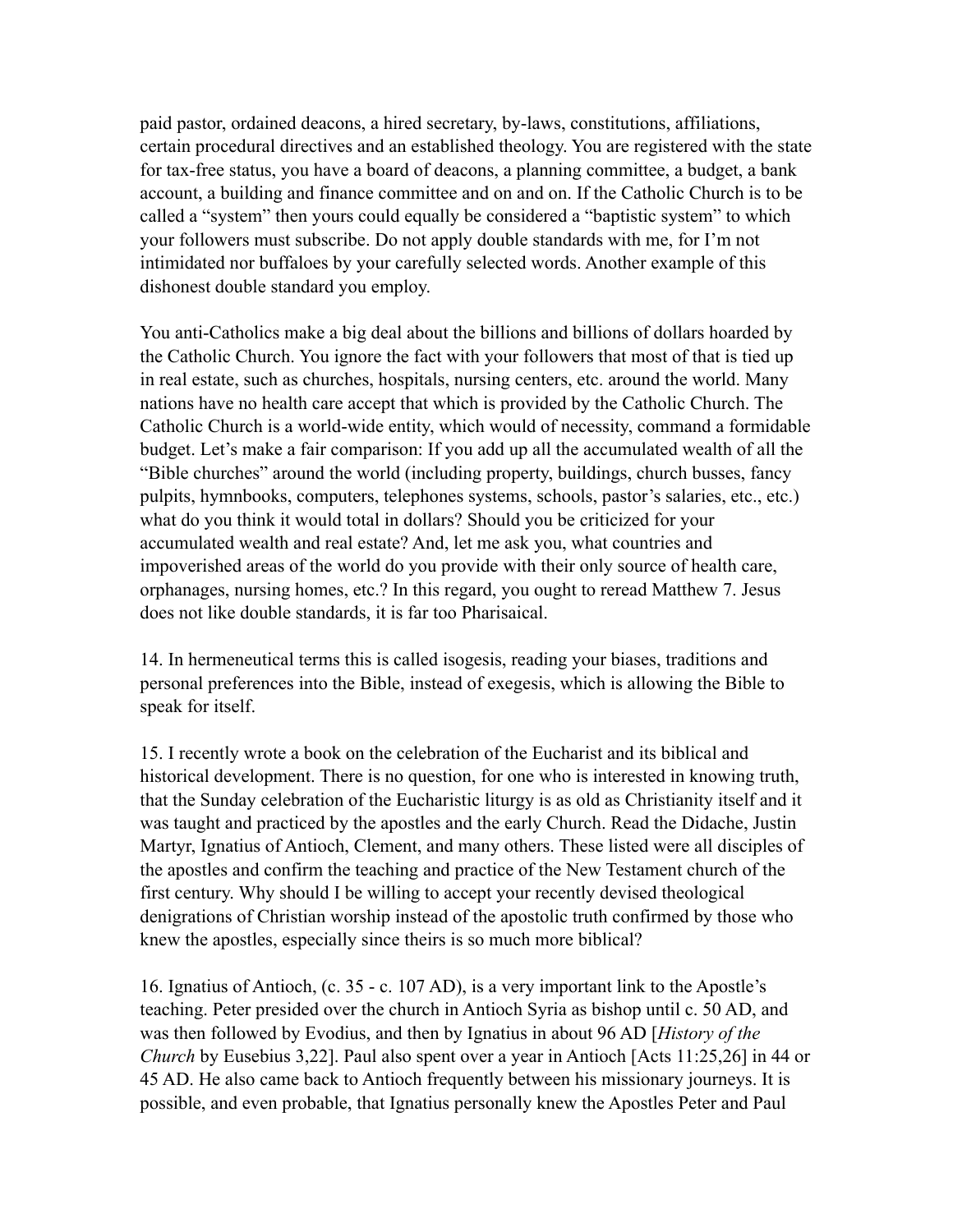paid pastor, ordained deacons, a hired secretary, by-laws, constitutions, affiliations, certain procedural directives and an established theology. You are registered with the state for tax-free status, you have a board of deacons, a planning committee, a budget, a bank account, a building and finance committee and on and on. If the Catholic Church is to be called a "system" then yours could equally be considered a "baptistic system" to which your followers must subscribe. Do not apply double standards with me, for I'm not intimidated nor buffaloes by your carefully selected words. Another example of this dishonest double standard you employ.

You anti-Catholics make a big deal about the billions and billions of dollars hoarded by the Catholic Church. You ignore the fact with your followers that most of that is tied up in real estate, such as churches, hospitals, nursing centers, etc. around the world. Many nations have no health care accept that which is provided by the Catholic Church. The Catholic Church is a world-wide entity, which would of necessity, command a formidable budget. Let's make a fair comparison: If you add up all the accumulated wealth of all the "Bible churches" around the world (including property, buildings, church busses, fancy pulpits, hymnbooks, computers, telephones systems, schools, pastor's salaries, etc., etc.) what do you think it would total in dollars? Should you be criticized for your accumulated wealth and real estate? And, let me ask you, what countries and impoverished areas of the world do you provide with their only source of health care, orphanages, nursing homes, etc.? In this regard, you ought to reread Matthew 7. Jesus does not like double standards, it is far too Pharisaical.

14. In hermeneutical terms this is called isogesis, reading your biases, traditions and personal preferences into the Bible, instead of exegesis, which is allowing the Bible to speak for itself.

15. I recently wrote a book on the celebration of the Eucharist and its biblical and historical development. There is no question, for one who is interested in knowing truth, that the Sunday celebration of the Eucharistic liturgy is as old as Christianity itself and it was taught and practiced by the apostles and the early Church. Read the Didache, Justin Martyr, Ignatius of Antioch, Clement, and many others. These listed were all disciples of the apostles and confirm the teaching and practice of the New Testament church of the first century. Why should I be willing to accept your recently devised theological denigrations of Christian worship instead of the apostolic truth confirmed by those who knew the apostles, especially since theirs is so much more biblical?

16. Ignatius of Antioch, (c. 35 - c. 107 AD), is a very important link to the Apostle's teaching. Peter presided over the church in Antioch Syria as bishop until c. 50 AD, and was then followed by Evodius, and then by Ignatius in about 96 AD [*History of the Church* by Eusebius 3,22]. Paul also spent over a year in Antioch [Acts 11:25,26] in 44 or 45 AD. He also came back to Antioch frequently between his missionary journeys. It is possible, and even probable, that Ignatius personally knew the Apostles Peter and Paul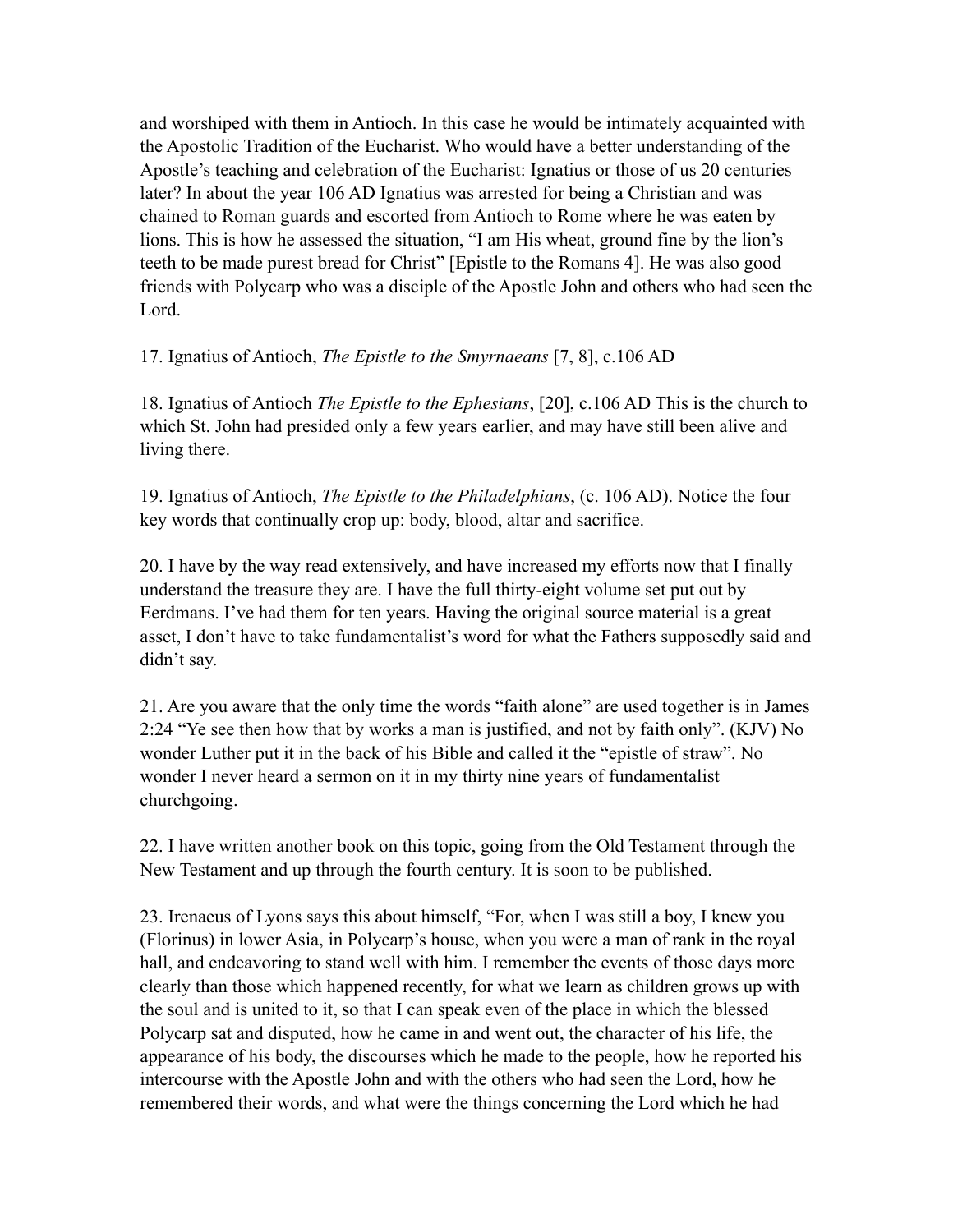and worshiped with them in Antioch. In this case he would be intimately acquainted with the Apostolic Tradition of the Eucharist. Who would have a better understanding of the Apostle's teaching and celebration of the Eucharist: Ignatius or those of us 20 centuries later? In about the year 106 AD Ignatius was arrested for being a Christian and was chained to Roman guards and escorted from Antioch to Rome where he was eaten by lions. This is how he assessed the situation, "I am His wheat, ground fine by the lion's teeth to be made purest bread for Christ" [Epistle to the Romans 4]. He was also good friends with Polycarp who was a disciple of the Apostle John and others who had seen the Lord.

17. Ignatius of Antioch, *The Epistle to the Smyrnaeans* [7, 8], c.106 AD

18. Ignatius of Antioch *The Epistle to the Ephesians*, [20], c.106 AD This is the church to which St. John had presided only a few years earlier, and may have still been alive and living there.

19. Ignatius of Antioch, *The Epistle to the Philadelphians*, (c. 106 AD). Notice the four key words that continually crop up: body, blood, altar and sacrifice.

20. I have by the way read extensively, and have increased my efforts now that I finally understand the treasure they are. I have the full thirty-eight volume set put out by Eerdmans. I've had them for ten years. Having the original source material is a great asset, I don't have to take fundamentalist's word for what the Fathers supposedly said and didn't say.

21. Are you aware that the only time the words "faith alone" are used together is in James 2:24 "Ye see then how that by works a man is justified, and not by faith only". (KJV) No wonder Luther put it in the back of his Bible and called it the "epistle of straw". No wonder I never heard a sermon on it in my thirty nine years of fundamentalist churchgoing.

22. I have written another book on this topic, going from the Old Testament through the New Testament and up through the fourth century. It is soon to be published.

23. Irenaeus of Lyons says this about himself, "For, when I was still a boy, I knew you (Florinus) in lower Asia, in Polycarp's house, when you were a man of rank in the royal hall, and endeavoring to stand well with him. I remember the events of those days more clearly than those which happened recently, for what we learn as children grows up with the soul and is united to it, so that I can speak even of the place in which the blessed Polycarp sat and disputed, how he came in and went out, the character of his life, the appearance of his body, the discourses which he made to the people, how he reported his intercourse with the Apostle John and with the others who had seen the Lord, how he remembered their words, and what were the things concerning the Lord which he had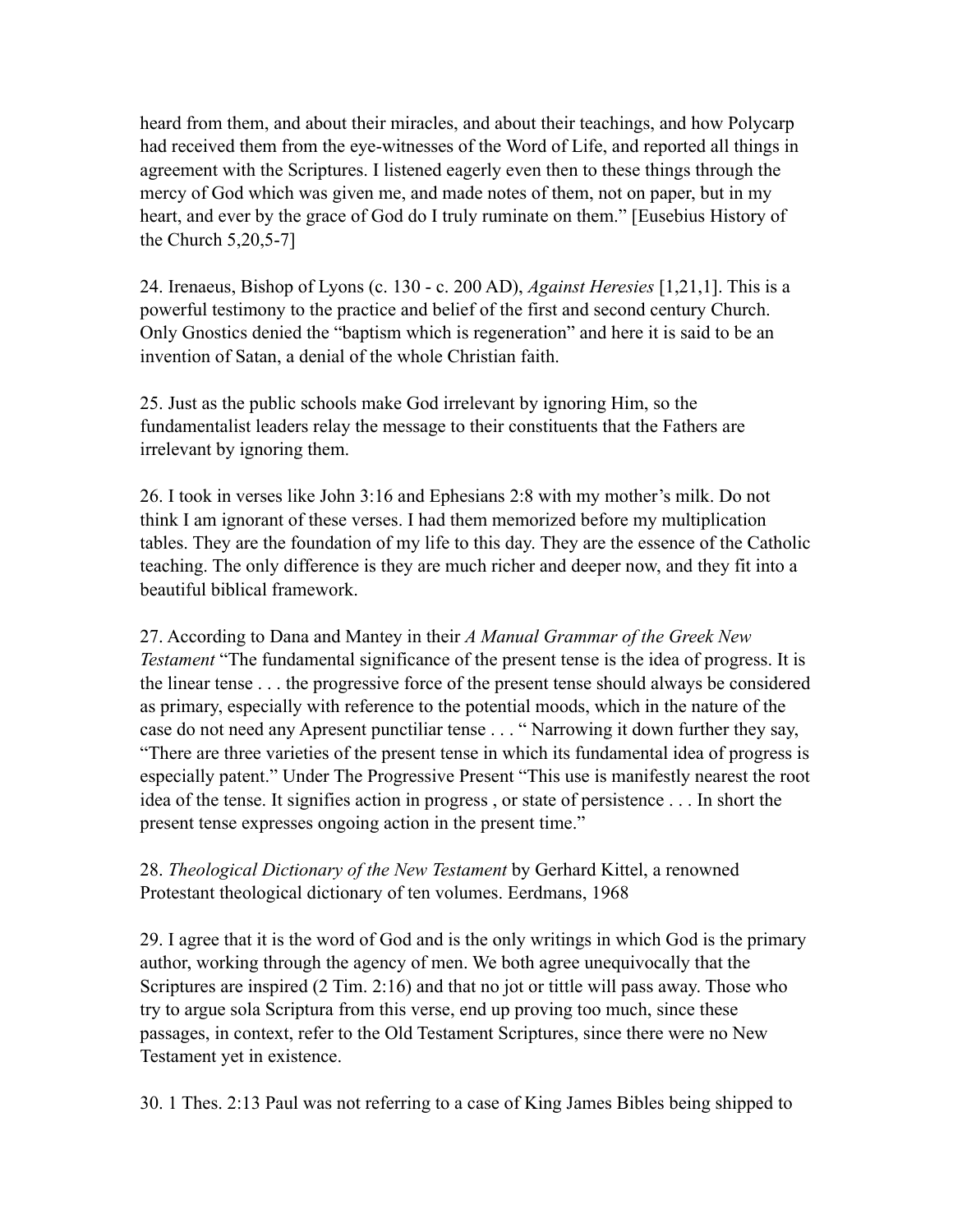heard from them, and about their miracles, and about their teachings, and how Polycarp had received them from the eye-witnesses of the Word of Life, and reported all things in agreement with the Scriptures. I listened eagerly even then to these things through the mercy of God which was given me, and made notes of them, not on paper, but in my heart, and ever by the grace of God do I truly ruminate on them." [Eusebius History of the Church 5,20,5-7]

24. Irenaeus, Bishop of Lyons (c. 130 - c. 200 AD), *Against Heresies* [1,21,1]. This is a powerful testimony to the practice and belief of the first and second century Church. Only Gnostics denied the "baptism which is regeneration" and here it is said to be an invention of Satan, a denial of the whole Christian faith.

25. Just as the public schools make God irrelevant by ignoring Him, so the fundamentalist leaders relay the message to their constituents that the Fathers are irrelevant by ignoring them.

26. I took in verses like John 3:16 and Ephesians 2:8 with my mother's milk. Do not think I am ignorant of these verses. I had them memorized before my multiplication tables. They are the foundation of my life to this day. They are the essence of the Catholic teaching. The only difference is they are much richer and deeper now, and they fit into a beautiful biblical framework.

27. According to Dana and Mantey in their *A Manual Grammar of the Greek New Testament* "The fundamental significance of the present tense is the idea of progress. It is the linear tense . . . the progressive force of the present tense should always be considered as primary, especially with reference to the potential moods, which in the nature of the case do not need any Apresent punctiliar tense . . . " Narrowing it down further they say, "There are three varieties of the present tense in which its fundamental idea of progress is especially patent." Under The Progressive Present "This use is manifestly nearest the root idea of the tense. It signifies action in progress , or state of persistence . . . In short the present tense expresses ongoing action in the present time."

28. *Theological Dictionary of the New Testament* by Gerhard Kittel, a renowned Protestant theological dictionary of ten volumes. Eerdmans, 1968

29. I agree that it is the word of God and is the only writings in which God is the primary author, working through the agency of men. We both agree unequivocally that the Scriptures are inspired (2 Tim. 2:16) and that no jot or tittle will pass away. Those who try to argue sola Scriptura from this verse, end up proving too much, since these passages, in context, refer to the Old Testament Scriptures, since there were no New Testament yet in existence.

30. 1 Thes. 2:13 Paul was not referring to a case of King James Bibles being shipped to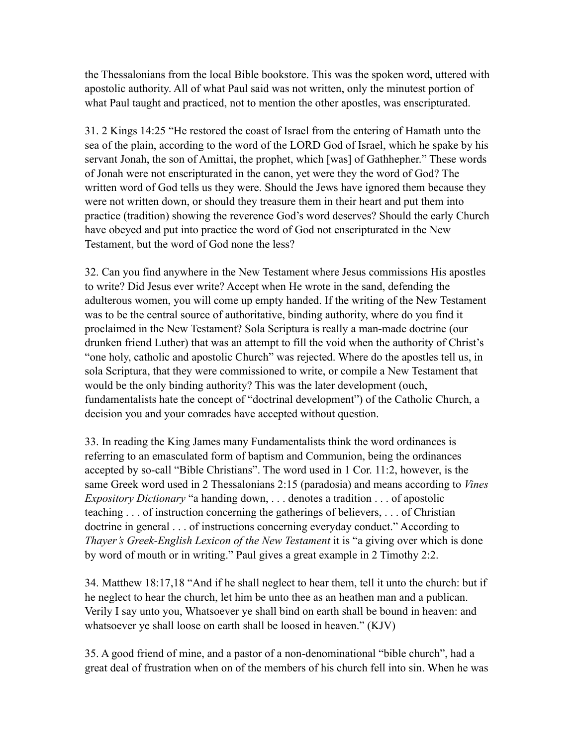the Thessalonians from the local Bible bookstore. This was the spoken word, uttered with apostolic authority. All of what Paul said was not written, only the minutest portion of what Paul taught and practiced, not to mention the other apostles, was enscripturated.

31. 2 Kings 14:25 "He restored the coast of Israel from the entering of Hamath unto the sea of the plain, according to the word of the LORD God of Israel, which he spake by his servant Jonah, the son of Amittai, the prophet, which [was] of Gathhepher." These words of Jonah were not enscripturated in the canon, yet were they the word of God? The written word of God tells us they were. Should the Jews have ignored them because they were not written down, or should they treasure them in their heart and put them into practice (tradition) showing the reverence God's word deserves? Should the early Church have obeyed and put into practice the word of God not enscripturated in the New Testament, but the word of God none the less?

32. Can you find anywhere in the New Testament where Jesus commissions His apostles to write? Did Jesus ever write? Accept when He wrote in the sand, defending the adulterous women, you will come up empty handed. If the writing of the New Testament was to be the central source of authoritative, binding authority, where do you find it proclaimed in the New Testament? Sola Scriptura is really a man-made doctrine (our drunken friend Luther) that was an attempt to fill the void when the authority of Christ's "one holy, catholic and apostolic Church" was rejected. Where do the apostles tell us, in sola Scriptura, that they were commissioned to write, or compile a New Testament that would be the only binding authority? This was the later development (ouch, fundamentalists hate the concept of "doctrinal development") of the Catholic Church, a decision you and your comrades have accepted without question.

33. In reading the King James many Fundamentalists think the word ordinances is referring to an emasculated form of baptism and Communion, being the ordinances accepted by so-call "Bible Christians". The word used in 1 Cor. 11:2, however, is the same Greek word used in 2 Thessalonians 2:15 (paradosia) and means according to *Vines Expository Dictionary* "a handing down, . . . denotes a tradition . . . of apostolic teaching . . . of instruction concerning the gatherings of believers, . . . of Christian doctrine in general . . . of instructions concerning everyday conduct." According to *Thayer's Greek-English Lexicon of the New Testament* it is "a giving over which is done by word of mouth or in writing." Paul gives a great example in 2 Timothy 2:2.

34. Matthew 18:17,18 "And if he shall neglect to hear them, tell it unto the church: but if he neglect to hear the church, let him be unto thee as an heathen man and a publican. Verily I say unto you, Whatsoever ye shall bind on earth shall be bound in heaven: and whatsoever ye shall loose on earth shall be loosed in heaven." (KJV)

35. A good friend of mine, and a pastor of a non-denominational "bible church", had a great deal of frustration when on of the members of his church fell into sin. When he was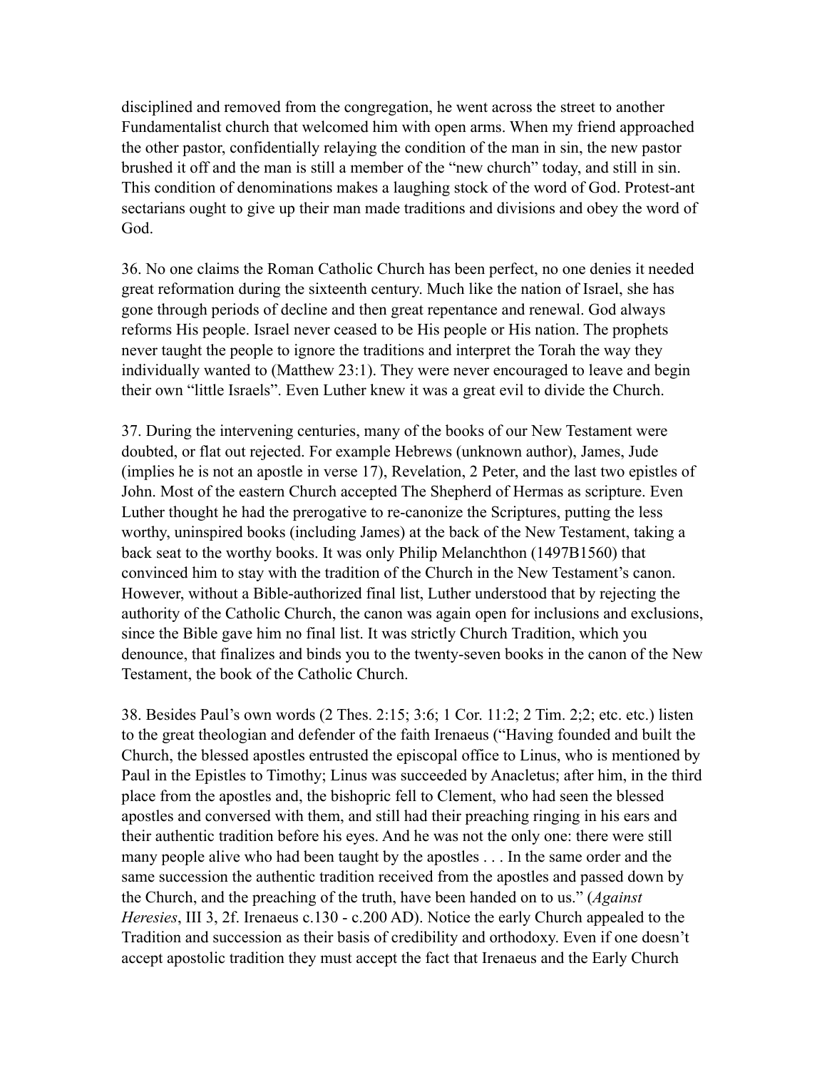disciplined and removed from the congregation, he went across the street to another Fundamentalist church that welcomed him with open arms. When my friend approached the other pastor, confidentially relaying the condition of the man in sin, the new pastor brushed it off and the man is still a member of the "new church" today, and still in sin. This condition of denominations makes a laughing stock of the word of God. Protest-ant sectarians ought to give up their man made traditions and divisions and obey the word of God.

36. No one claims the Roman Catholic Church has been perfect, no one denies it needed great reformation during the sixteenth century. Much like the nation of Israel, she has gone through periods of decline and then great repentance and renewal. God always reforms His people. Israel never ceased to be His people or His nation. The prophets never taught the people to ignore the traditions and interpret the Torah the way they individually wanted to (Matthew 23:1). They were never encouraged to leave and begin their own "little Israels". Even Luther knew it was a great evil to divide the Church.

37. During the intervening centuries, many of the books of our New Testament were doubted, or flat out rejected. For example Hebrews (unknown author), James, Jude (implies he is not an apostle in verse 17), Revelation, 2 Peter, and the last two epistles of John. Most of the eastern Church accepted The Shepherd of Hermas as scripture. Even Luther thought he had the prerogative to re-canonize the Scriptures, putting the less worthy, uninspired books (including James) at the back of the New Testament, taking a back seat to the worthy books. It was only Philip Melanchthon (1497B1560) that convinced him to stay with the tradition of the Church in the New Testament's canon. However, without a Bible-authorized final list, Luther understood that by rejecting the authority of the Catholic Church, the canon was again open for inclusions and exclusions, since the Bible gave him no final list. It was strictly Church Tradition, which you denounce, that finalizes and binds you to the twenty-seven books in the canon of the New Testament, the book of the Catholic Church.

38. Besides Paul's own words (2 Thes. 2:15; 3:6; 1 Cor. 11:2; 2 Tim. 2;2; etc. etc.) listen to the great theologian and defender of the faith Irenaeus ("Having founded and built the Church, the blessed apostles entrusted the episcopal office to Linus, who is mentioned by Paul in the Epistles to Timothy; Linus was succeeded by Anacletus; after him, in the third place from the apostles and, the bishopric fell to Clement, who had seen the blessed apostles and conversed with them, and still had their preaching ringing in his ears and their authentic tradition before his eyes. And he was not the only one: there were still many people alive who had been taught by the apostles . . . In the same order and the same succession the authentic tradition received from the apostles and passed down by the Church, and the preaching of the truth, have been handed on to us." (*Against Heresies*, III 3, 2f. Irenaeus c.130 - c.200 AD). Notice the early Church appealed to the Tradition and succession as their basis of credibility and orthodoxy. Even if one doesn't accept apostolic tradition they must accept the fact that Irenaeus and the Early Church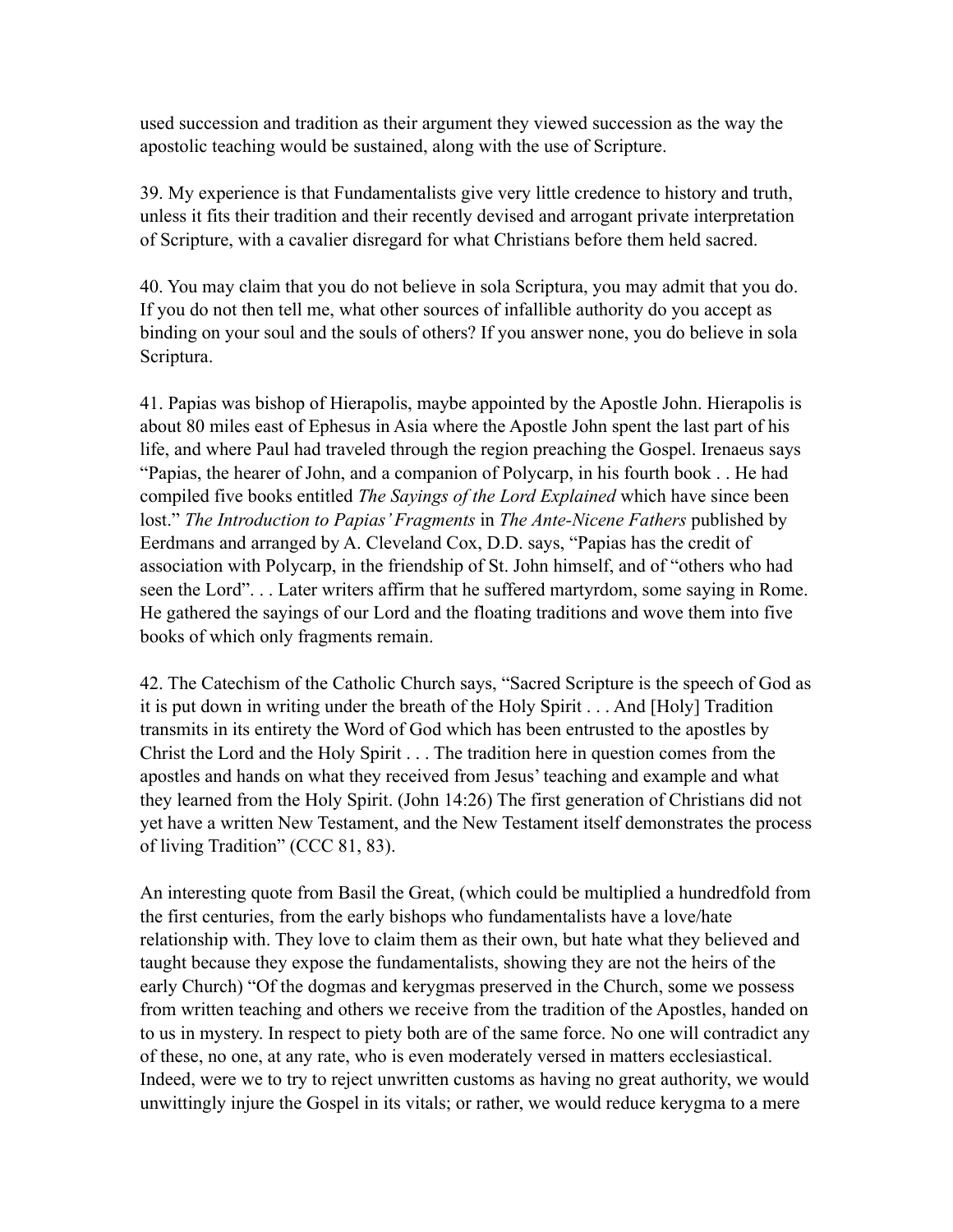used succession and tradition as their argument they viewed succession as the way the apostolic teaching would be sustained, along with the use of Scripture.

39. My experience is that Fundamentalists give very little credence to history and truth, unless it fits their tradition and their recently devised and arrogant private interpretation of Scripture, with a cavalier disregard for what Christians before them held sacred.

40. You may claim that you do not believe in sola Scriptura, you may admit that you do. If you do not then tell me, what other sources of infallible authority do you accept as binding on your soul and the souls of others? If you answer none, you do believe in sola Scriptura.

41. Papias was bishop of Hierapolis, maybe appointed by the Apostle John. Hierapolis is about 80 miles east of Ephesus in Asia where the Apostle John spent the last part of his life, and where Paul had traveled through the region preaching the Gospel. Irenaeus says "Papias, the hearer of John, and a companion of Polycarp, in his fourth book . . He had compiled five books entitled *The Sayings of the Lord Explained* which have since been lost." *The Introduction to Papias' Fragments* in *The Ante-Nicene Fathers* published by Eerdmans and arranged by A. Cleveland Cox, D.D. says, "Papias has the credit of association with Polycarp, in the friendship of St. John himself, and of "others who had seen the Lord". . . Later writers affirm that he suffered martyrdom, some saying in Rome. He gathered the sayings of our Lord and the floating traditions and wove them into five books of which only fragments remain.

42. The Catechism of the Catholic Church says, "Sacred Scripture is the speech of God as it is put down in writing under the breath of the Holy Spirit . . . And [Holy] Tradition transmits in its entirety the Word of God which has been entrusted to the apostles by Christ the Lord and the Holy Spirit . . . The tradition here in question comes from the apostles and hands on what they received from Jesus' teaching and example and what they learned from the Holy Spirit. (John 14:26) The first generation of Christians did not yet have a written New Testament, and the New Testament itself demonstrates the process of living Tradition" (CCC 81, 83).

An interesting quote from Basil the Great, (which could be multiplied a hundredfold from the first centuries, from the early bishops who fundamentalists have a love/hate relationship with. They love to claim them as their own, but hate what they believed and taught because they expose the fundamentalists, showing they are not the heirs of the early Church) "Of the dogmas and kerygmas preserved in the Church, some we possess from written teaching and others we receive from the tradition of the Apostles, handed on to us in mystery. In respect to piety both are of the same force. No one will contradict any of these, no one, at any rate, who is even moderately versed in matters ecclesiastical. Indeed, were we to try to reject unwritten customs as having no great authority, we would unwittingly injure the Gospel in its vitals; or rather, we would reduce kerygma to a mere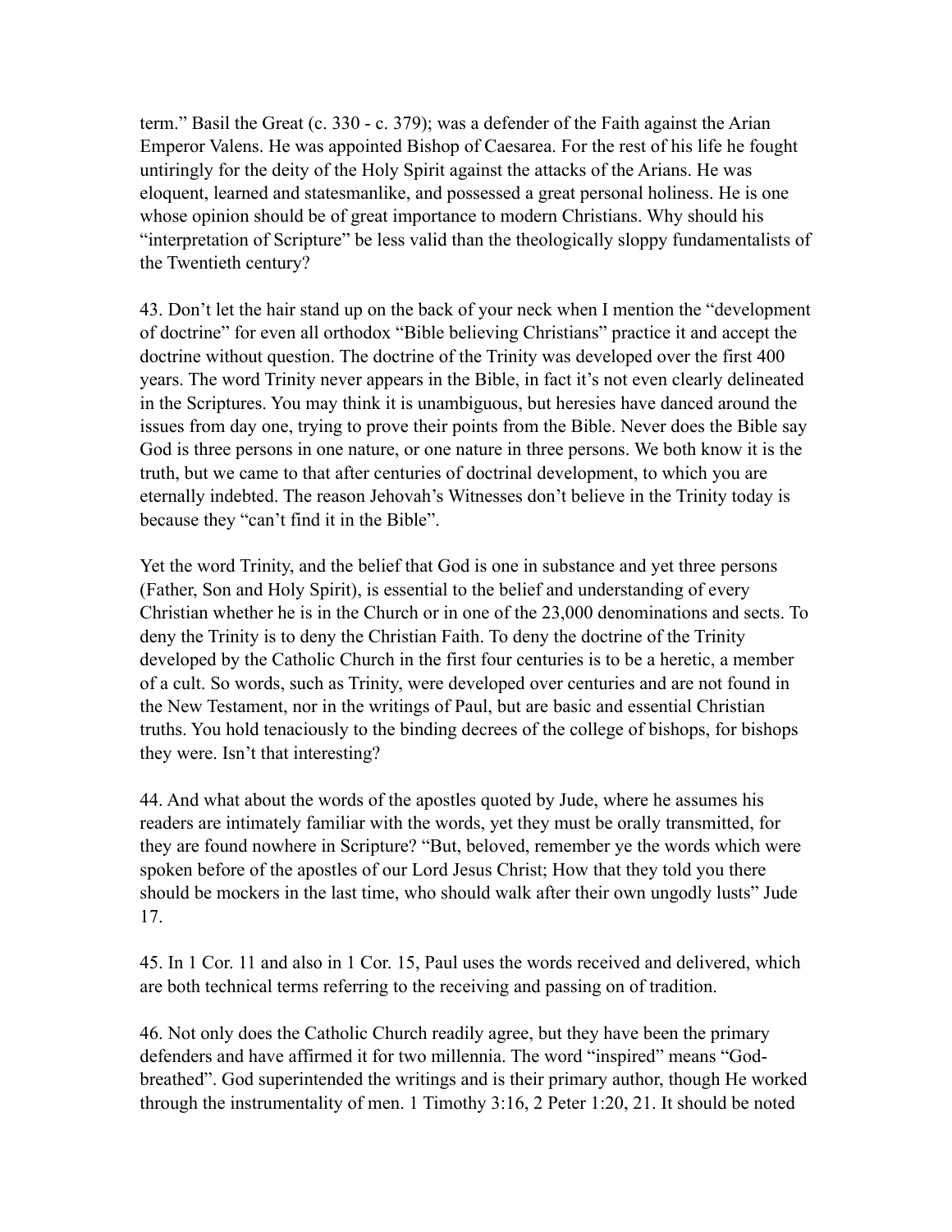term.” Basil the Great (c. 330 - c. 379); was a defender of the Faith against the Arian Emperor Valens. He was appointed Bishop of Caesarea. For the rest of his life he fought untiringly for the deity of the Holy Spirit against the attacks of the Arians. He was eloquent, learned and statesmanlike, and possessed a great personal holiness. He is one whose opinion should be of great importance to modern Christians. Why should his “interpretation of Scripture” be less valid than the theologically sloppy fundamentalists of the Twentieth century?

43. Don’t let the hair stand up on the back of your neck when I mention the “development of doctrine” for even all orthodox “Bible believing Christians” practice it and accept the doctrine without question. The doctrine of the Trinity was developed over the first 400 years. The word Trinity never appears in the Bible, in fact it’s not even clearly delineated in the Scriptures. You may think it is unambiguous, but heresies have danced around the issues from day one, trying to prove their points from the Bible. Never does the Bible say God is three persons in one nature, or one nature in three persons. We both know it is the truth, but we came to that after centuries of doctrinal development, to which you are eternally indebted. The reason Jehovah’s Witnesses don’t believe in the Trinity today is because they “can’t find it in the Bible”.

Yet the word Trinity, and the belief that God is one in substance and yet three persons (Father, Son and Holy Spirit), is essential to the belief and understanding of every Christian whether he is in the Church or in one of the 23,000 denominations and sects. To deny the Trinity is to deny the Christian Faith. To deny the doctrine of the Trinity developed by the Catholic Church in the first four centuries is to be a heretic, a member of a cult. So words, such as Trinity, were developed over centuries and are not found in the New Testament, nor in the writings of Paul, but are basic and essential Christian truths. You hold tenaciously to the binding decrees of the college of bishops, for bishops they were. Isn’t that interesting?

44. And what about the words of the apostles quoted by Jude, where he assumes his readers are intimately familiar with the words, yet they must be orally transmitted, for they are found nowhere in Scripture? “But, beloved, remember ye the words which were spoken before of the apostles of our Lord Jesus Christ; How that they told you there should be mockers in the last time, who should walk after their own ungodly lusts” Jude 17.

45. In 1 Cor. 11 and also in 1 Cor. 15, Paul uses the words received and delivered, which are both technical terms referring to the receiving and passing on of tradition.

46. Not only does the Catholic Church readily agree, but they have been the primary defenders and have affirmed it for two millennia. The word “inspired” means “God-breathed”. God superintended the writings and is their primary author, though He worked through the instrumentality of men. 1 Timothy 3:16, 2 Peter 1:20, 21. It should be noted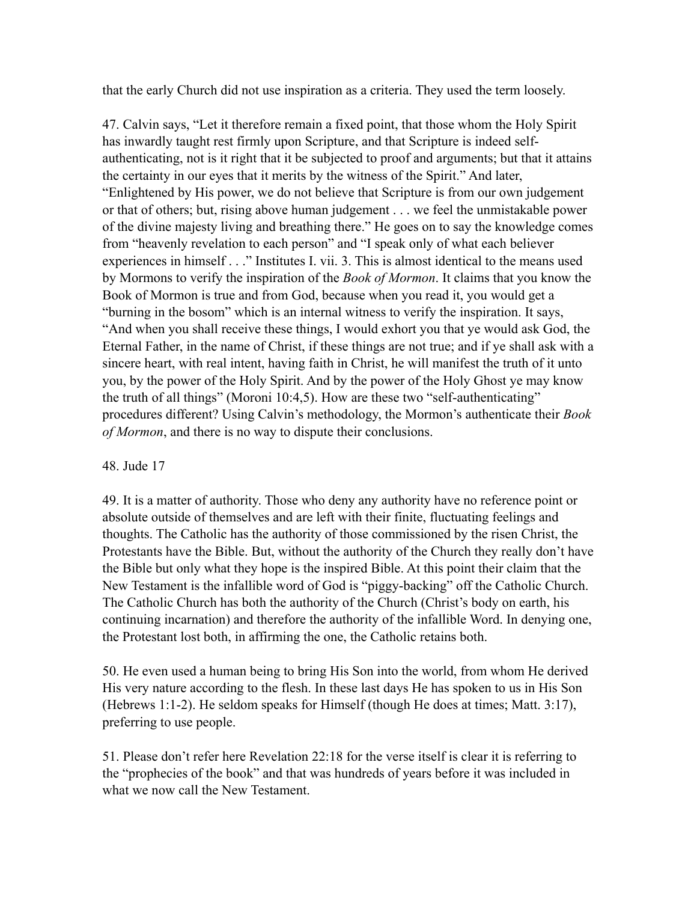that the early Church did not use inspiration as a criteria. They used the term loosely.

47. Calvin says, “Let it therefore remain a fixed point, that those whom the Holy Spirit has inwardly taught rest firmly upon Scripture, and that Scripture is indeed self-authenticating, not is it right that it be subjected to proof and arguments; but that it attains the certainty in our eyes that it merits by the witness of the Spirit.” And later, “Enlightened by His power, we do not believe that Scripture is from our own judgement or that of others; but, rising above human judgement . . . we feel the unmistakable power of the divine majesty living and breathing there.” He goes on to say the knowledge comes from “heavenly revelation to each person” and “I speak only of what each believer experiences in himself . . .” Institutes I. vii. 3. This is almost identical to the means used by Mormons to verify the inspiration of the *Book of Mormon*. It claims that you know the Book of Mormon is true and from God, because when you read it, you would get a “burning in the bosom” which is an internal witness to verify the inspiration. It says, “And when you shall receive these things, I would exhort you that ye would ask God, the Eternal Father, in the name of Christ, if these things are not true; and if ye shall ask with a sincere heart, with real intent, having faith in Christ, he will manifest the truth of it unto you, by the power of the Holy Spirit. And by the power of the Holy Ghost ye may know the truth of all things” (Moroni 10:4,5). How are these two “self-authenticating” procedures different? Using Calvin’s methodology, the Mormon’s authenticate their *Book of Mormon*, and there is no way to dispute their conclusions.

48. Jude 17

49. It is a matter of authority. Those who deny any authority have no reference point or absolute outside of themselves and are left with their finite, fluctuating feelings and thoughts. The Catholic has the authority of those commissioned by the risen Christ, the Protestants have the Bible. But, without the authority of the Church they really don’t have the Bible but only what they hope is the inspired Bible. At this point their claim that the New Testament is the infallible word of God is “piggy-backing” off the Catholic Church. The Catholic Church has both the authority of the Church (Christ’s body on earth, his continuing incarnation) and therefore the authority of the infallible Word. In denying one, the Protestant lost both, in affirming the one, the Catholic retains both.

50. He even used a human being to bring His Son into the world, from whom He derived His very nature according to the flesh. In these last days He has spoken to us in His Son (Hebrews 1:1-2). He seldom speaks for Himself (though He does at times; Matt. 3:17), preferring to use people.

51. Please don’t refer here Revelation 22:18 for the verse itself is clear it is referring to the “prophecies of the book” and that was hundreds of years before it was included in what we now call the New Testament.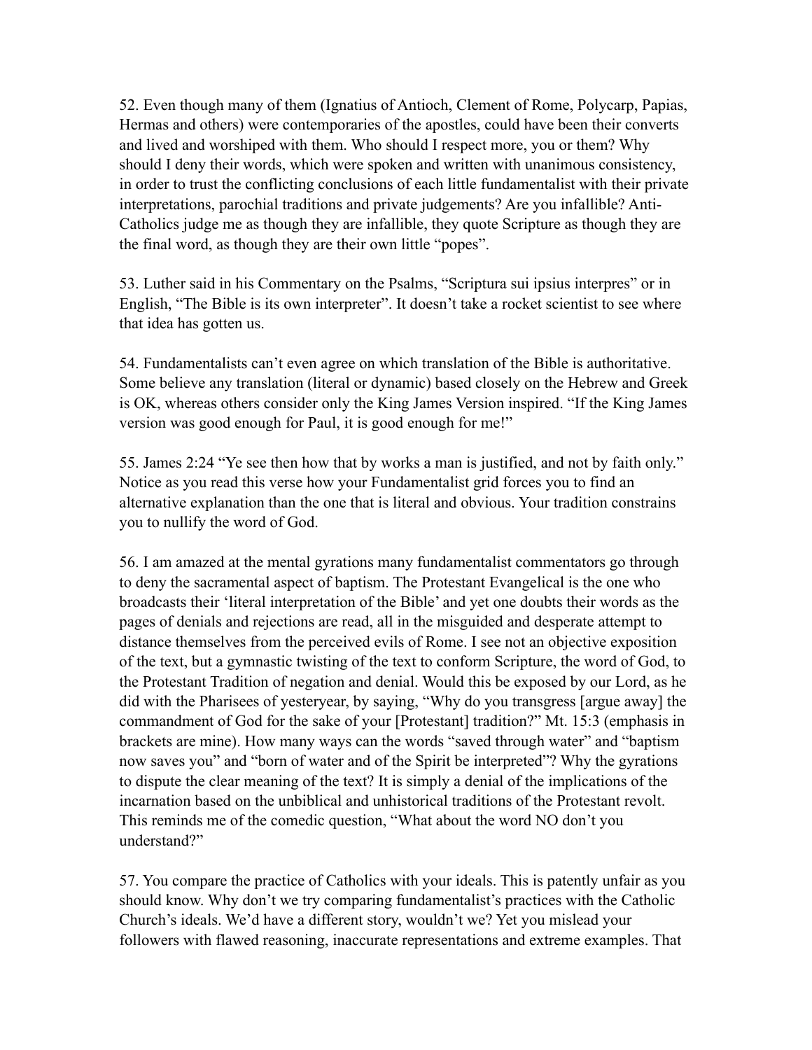52. Even though many of them (Ignatius of Antioch, Clement of Rome, Polycarp, Papias, Hermas and others) were contemporaries of the apostles, could have been their converts and lived and worshiped with them. Who should I respect more, you or them? Why should I deny their words, which were spoken and written with unanimous consistency, in order to trust the conflicting conclusions of each little fundamentalist with their private interpretations, parochial traditions and private judgements? Are you infallible? Anti-Catholics judge me as though they are infallible, they quote Scripture as though they are the final word, as though they are their own little "popes".

53. Luther said in his Commentary on the Psalms, "Scriptura sui ipsius interpres" or in English, "The Bible is its own interpreter". It doesn't take a rocket scientist to see where that idea has gotten us.

54. Fundamentalists can't even agree on which translation of the Bible is authoritative. Some believe any translation (literal or dynamic) based closely on the Hebrew and Greek is OK, whereas others consider only the King James Version inspired. "If the King James version was good enough for Paul, it is good enough for me!"

55. James 2:24 "Ye see then how that by works a man is justified, and not by faith only." Notice as you read this verse how your Fundamentalist grid forces you to find an alternative explanation than the one that is literal and obvious. Your tradition constrains you to nullify the word of God.

56. I am amazed at the mental gyrations many fundamentalist commentators go through to deny the sacramental aspect of baptism. The Protestant Evangelical is the one who broadcasts their 'literal interpretation of the Bible' and yet one doubts their words as the pages of denials and rejections are read, all in the misguided and desperate attempt to distance themselves from the perceived evils of Rome. I see not an objective exposition of the text, but a gymnastic twisting of the text to conform Scripture, the word of God, to the Protestant Tradition of negation and denial. Would this be exposed by our Lord, as he did with the Pharisees of yesteryear, by saying, "Why do you transgress [argue away] the commandment of God for the sake of your [Protestant] tradition?" Mt. 15:3 (emphasis in brackets are mine). How many ways can the words "saved through water" and "baptism now saves you" and "born of water and of the Spirit be interpreted"? Why the gyrations to dispute the clear meaning of the text? It is simply a denial of the implications of the incarnation based on the unbiblical and unhistorical traditions of the Protestant revolt. This reminds me of the comedic question, "What about the word NO don't you understand?"

57. You compare the practice of Catholics with your ideals. This is patently unfair as you should know. Why don't we try comparing fundamentalist's practices with the Catholic Church's ideals. We'd have a different story, wouldn't we? Yet you mislead your followers with flawed reasoning, inaccurate representations and extreme examples. That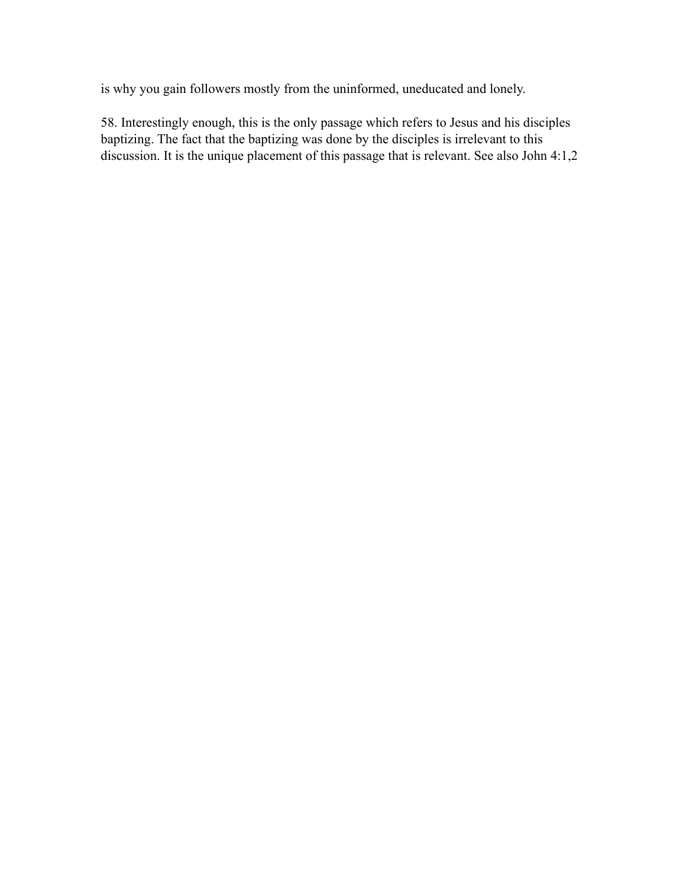is why you gain followers mostly from the uninformed, uneducated and lonely.

58. Interestingly enough, this is the only passage which refers to Jesus and his disciples baptizing. The fact that the baptizing was done by the disciples is irrelevant to this discussion. It is the unique placement of this passage that is relevant. See also John 4:1,2